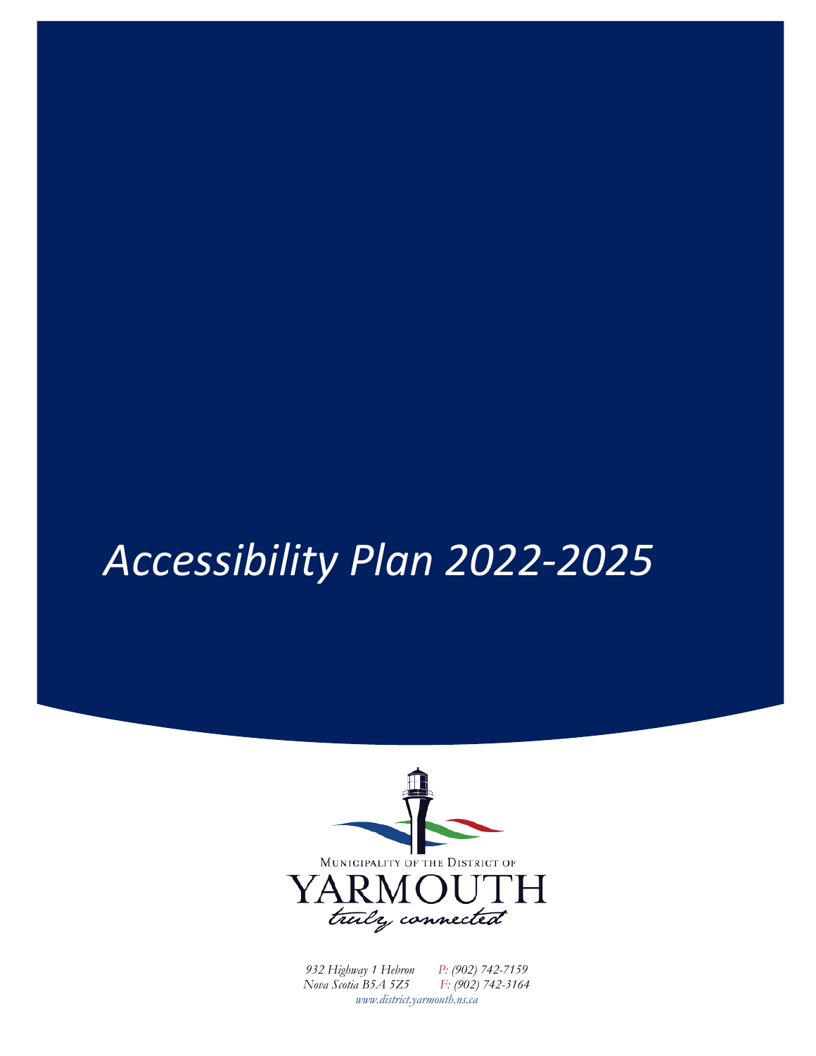# *Accessibility Plan 2022-2025*

MUNICIPALITY OF THE DISTRICT OF

YARMOUTH

*truly connected*

*932 Highway 1 Hebron*
*Nova Scotia B5A 5Z5*

*P: (902) 742-7159*
*F: (902) 742-3164*

*www.district.yarmouth.ns.ca*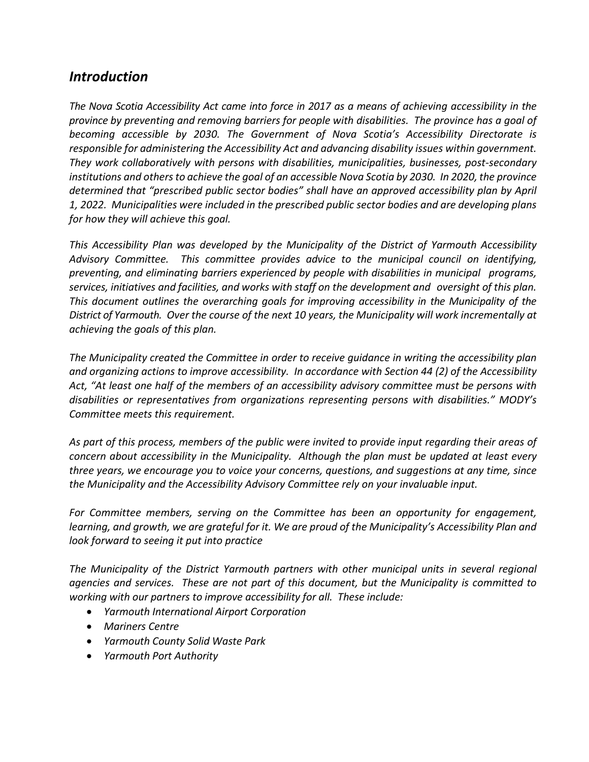## *Introduction*

*The Nova Scotia Accessibility Act came into force in 2017 as a means of achieving accessibility in the province by preventing and removing barriers for people with disabilities. The province has a goal of becoming accessible by 2030. The Government of Nova Scotia's Accessibility Directorate is responsible for administering the Accessibility Act and advancing disability issues within government. They work collaboratively with persons with disabilities, municipalities, businesses, post-secondary institutions and others to achieve the goal of an accessible Nova Scotia by 2030. In 2020, the province determined that "prescribed public sector bodies" shall have an approved accessibility plan by April 1, 2022. Municipalities were included in the prescribed public sector bodies and are developing plans for how they will achieve this goal.*

*This Accessibility Plan was developed by the Municipality of the District of Yarmouth Accessibility Advisory Committee. This committee provides advice to the municipal council on identifying, preventing, and eliminating barriers experienced by people with disabilities in municipal programs, services, initiatives and facilities, and works with staff on the development and oversight of this plan. This document outlines the overarching goals for improving accessibility in the Municipality of the District of Yarmouth. Over the course of the next 10 years, the Municipality will work incrementally at achieving the goals of this plan.*

*The Municipality created the Committee in order to receive guidance in writing the accessibility plan and organizing actions to improve accessibility. In accordance with Section 44 (2) of the Accessibility Act, "At least one half of the members of an accessibility advisory committee must be persons with disabilities or representatives from organizations representing persons with disabilities." MODY's Committee meets this requirement.*

*As part of this process, members of the public were invited to provide input regarding their areas of concern about accessibility in the Municipality. Although the plan must be updated at least every three years, we encourage you to voice your concerns, questions, and suggestions at any time, since the Municipality and the Accessibility Advisory Committee rely on your invaluable input.*

*For Committee members, serving on the Committee has been an opportunity for engagement, learning, and growth, we are grateful for it. We are proud of the Municipality's Accessibility Plan and look forward to seeing it put into practice*

*The Municipality of the District Yarmouth partners with other municipal units in several regional agencies and services. These are not part of this document, but the Municipality is committed to working with our partners to improve accessibility for all. These include:*

- *Yarmouth International Airport Corporation*
- *Mariners Centre*
- *Yarmouth County Solid Waste Park*
- *Yarmouth Port Authority*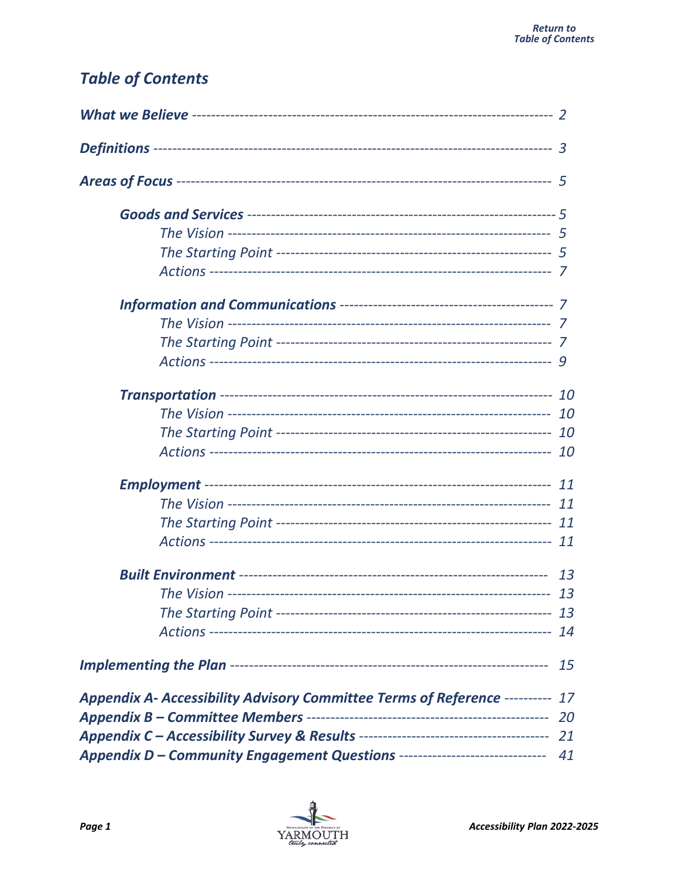## *Table of Contents*

***What we Believe*** ---------------------------------------------------------------------- *2*

***Definitions*** ---------------------------------------------------------------------------- *3*

***Areas of Focus*** ------------------------------------------------------------------------ *5*

- ***Goods and Services*** ---------------------------------------------------------------- *5*
  - *The Vision* ------------------------------------------------------------------- *5*
  - *The Starting Point* ---------------------------------------------------------- *5*
  - *Actions* ---------------------------------------------------------------------- *7*
- ***Information and Communications*** ------------------------------------------- *7*
  - *The Vision* ------------------------------------------------------------------- *7*
  - *The Starting Point* ---------------------------------------------------------- *7*
  - *Actions* ---------------------------------------------------------------------- *9*
- ***Transportation*** -------------------------------------------------------------------- *10*
  - *The Vision* ------------------------------------------------------------------- *10*
  - *The Starting Point* ---------------------------------------------------------- *10*
  - *Actions* ---------------------------------------------------------------------- *10*
- ***Employment*** ------------------------------------------------------------------------ *11*
  - *The Vision* ------------------------------------------------------------------- *11*
  - *The Starting Point* ---------------------------------------------------------- *11*
  - *Actions* ---------------------------------------------------------------------- *11*
- ***Built Environment*** --------------------------------------------------------------- *13*
  - *The Vision* ------------------------------------------------------------------- *13*
  - *The Starting Point* ---------------------------------------------------------- *13*
  - *Actions* ---------------------------------------------------------------------- *14*

***Implementing the Plan*** ---------------------------------------------------------------- *15*

***Appendix A- Accessibility Advisory Committee Terms of Reference*** ---------- *17*

***Appendix B – Committee Members*** -------------------------------------------------- *20*

***Appendix C – Accessibility Survey & Results*** --------------------------------------- *21*

***Appendix D – Community Engagement Questions*** ------------------------------ *41*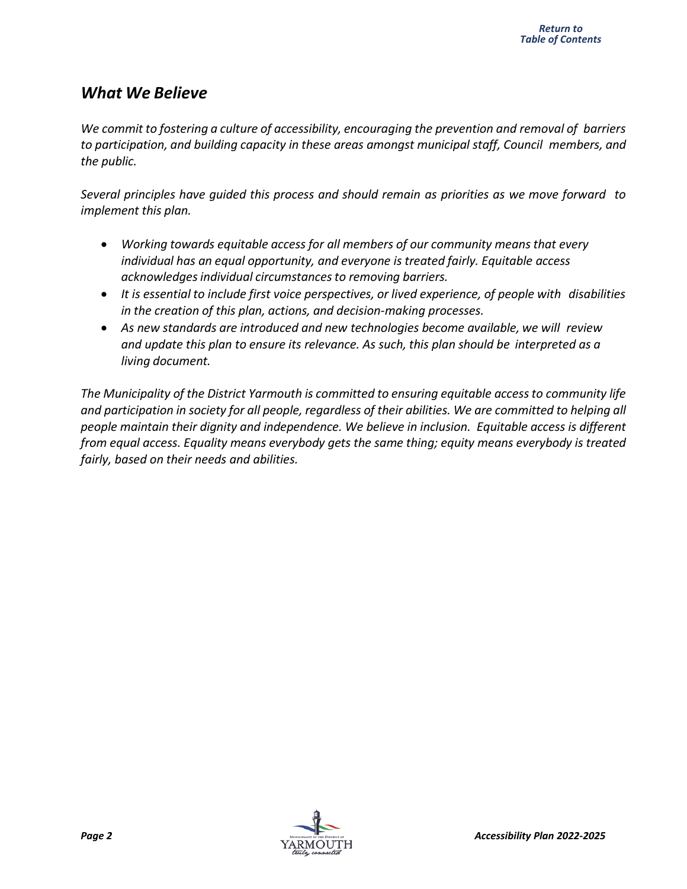## *What We Believe*

*We commit to fostering a culture of accessibility, encouraging the prevention and removal of barriers to participation, and building capacity in these areas amongst municipal staff, Council members, and the public.*

*Several principles have guided this process and should remain as priorities as we move forward to implement this plan.*

- *Working towards equitable access for all members of our community means that every individual has an equal opportunity, and everyone is treated fairly. Equitable access acknowledges individual circumstances to removing barriers.*
- *It is essential to include first voice perspectives, or lived experience, of people with disabilities in the creation of this plan, actions, and decision-making processes.*
- *As new standards are introduced and new technologies become available, we will review and update this plan to ensure its relevance. As such, this plan should be interpreted as a living document.*

*The Municipality of the District Yarmouth is committed to ensuring equitable access to community life and participation in society for all people, regardless of their abilities. We are committed to helping all people maintain their dignity and independence. We believe in inclusion. Equitable access is different from equal access. Equality means everybody gets the same thing; equity means everybody is treated fairly, based on their needs and abilities.*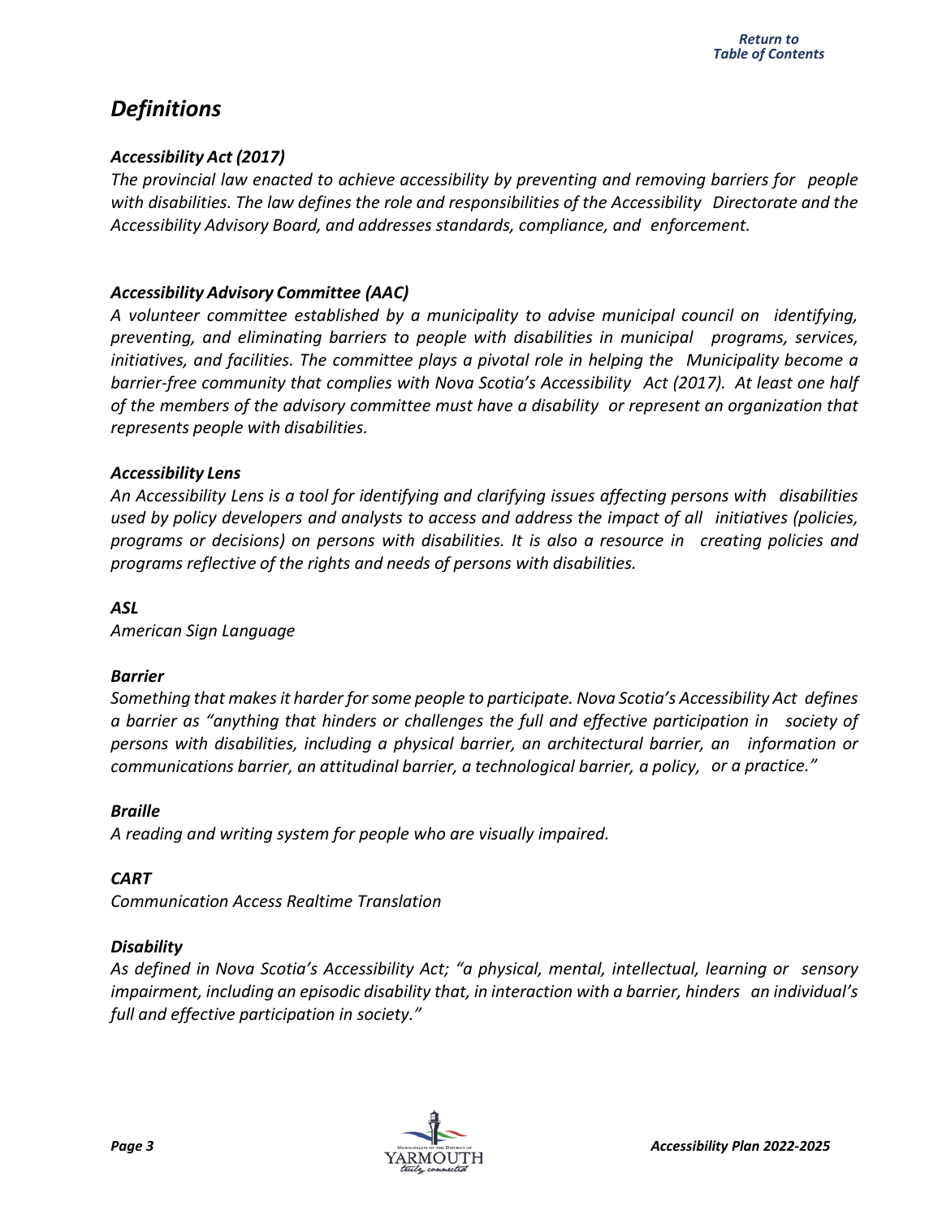## *Definitions*

### *Accessibility Act (2017)*

*The provincial law enacted to achieve accessibility by preventing and removing barriers for people with disabilities. The law defines the role and responsibilities of the Accessibility Directorate and the Accessibility Advisory Board, and addresses standards, compliance, and enforcement.*

### *Accessibility Advisory Committee (AAC)*

*A volunteer committee established by a municipality to advise municipal council on identifying, preventing, and eliminating barriers to people with disabilities in municipal programs, services, initiatives, and facilities. The committee plays a pivotal role in helping the Municipality become a barrier-free community that complies with Nova Scotia's Accessibility Act (2017). At least one half of the members of the advisory committee must have a disability or represent an organization that represents people with disabilities.*

### *Accessibility Lens*

*An Accessibility Lens is a tool for identifying and clarifying issues affecting persons with disabilities used by policy developers and analysts to access and address the impact of all initiatives (policies, programs or decisions) on persons with disabilities. It is also a resource in creating policies and programs reflective of the rights and needs of persons with disabilities.*

### *ASL*

*American Sign Language*

### *Barrier*

*Something that makes it harder for some people to participate. Nova Scotia's Accessibility Act defines a barrier as "anything that hinders or challenges the full and effective participation in society of persons with disabilities, including a physical barrier, an architectural barrier, an information or communications barrier, an attitudinal barrier, a technological barrier, a policy, or a practice."*

### *Braille*

*A reading and writing system for people who are visually impaired.*

### *CART*

*Communication Access Realtime Translation*

### *Disability*

*As defined in Nova Scotia's Accessibility Act; "a physical, mental, intellectual, learning or sensory impairment, including an episodic disability that, in interaction with a barrier, hinders an individual's full and effective participation in society."*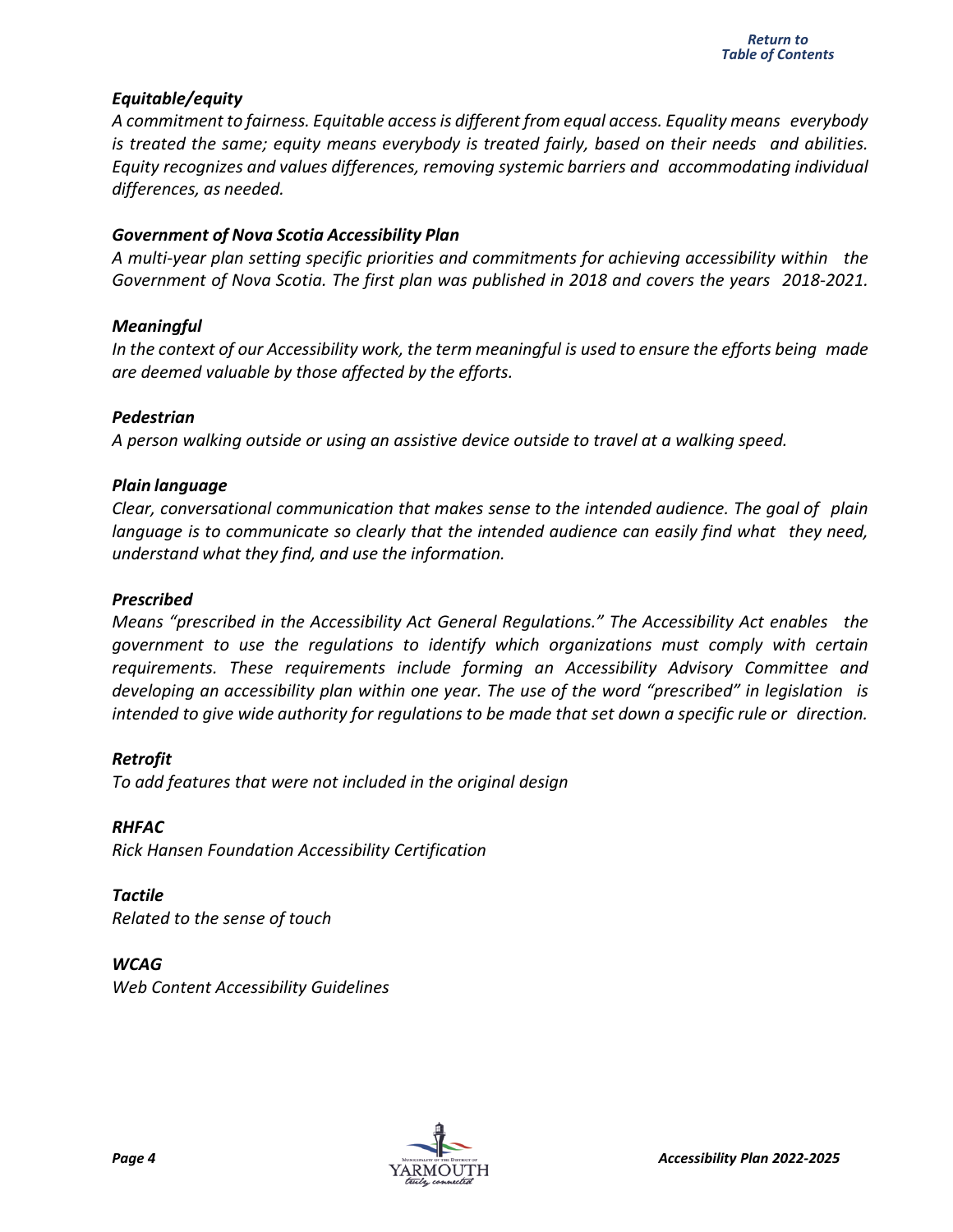### *Equitable/equity*

*A commitment to fairness. Equitable access is different from equal access. Equality means everybody is treated the same; equity means everybody is treated fairly, based on their needs and abilities. Equity recognizes and values differences, removing systemic barriers and accommodating individual differences, as needed.*

### *Government of Nova Scotia Accessibility Plan*

*A multi-year plan setting specific priorities and commitments for achieving accessibility within the Government of Nova Scotia. The first plan was published in 2018 and covers the years 2018-2021.*

### *Meaningful*

*In the context of our Accessibility work, the term meaningful is used to ensure the efforts being made are deemed valuable by those affected by the efforts.*

### *Pedestrian*

*A person walking outside or using an assistive device outside to travel at a walking speed.*

### *Plain language*

*Clear, conversational communication that makes sense to the intended audience. The goal of plain language is to communicate so clearly that the intended audience can easily find what they need, understand what they find, and use the information.*

### *Prescribed*

*Means "prescribed in the Accessibility Act General Regulations." The Accessibility Act enables the government to use the regulations to identify which organizations must comply with certain requirements. These requirements include forming an Accessibility Advisory Committee and developing an accessibility plan within one year. The use of the word "prescribed" in legislation is intended to give wide authority for regulations to be made that set down a specific rule or direction.*

### *Retrofit*

*To add features that were not included in the original design*

### *RHFAC*

*Rick Hansen Foundation Accessibility Certification*

### *Tactile*

*Related to the sense of touch*

### *WCAG*

*Web Content Accessibility Guidelines*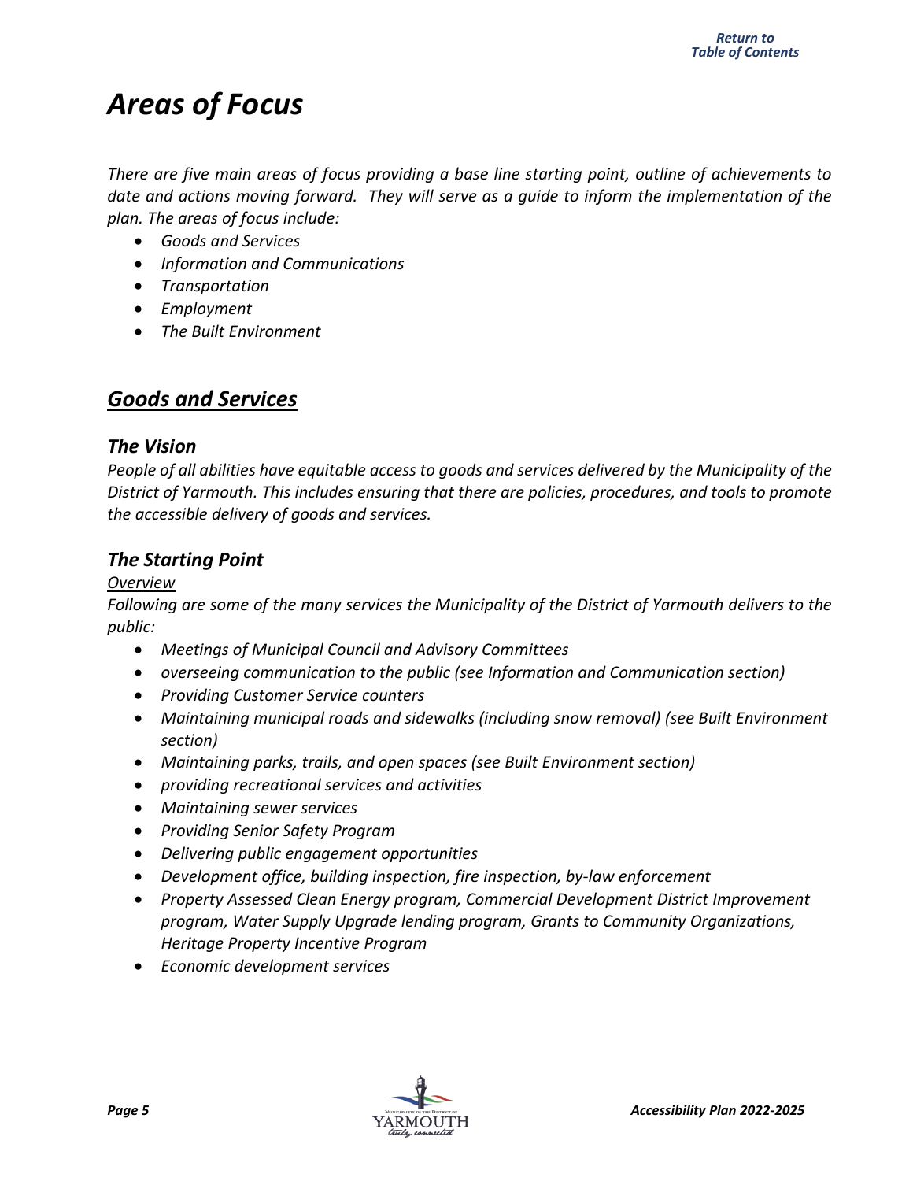# *Areas of Focus*

*There are five main areas of focus providing a base line starting point, outline of achievements to date and actions moving forward. They will serve as a guide to inform the implementation of the plan. The areas of focus include:*

- *Goods and Services*
- *Information and Communications*
- *Transportation*
- *Employment*
- *The Built Environment*

## ***Goods and Services***

### *The Vision*

*People of all abilities have equitable access to goods and services delivered by the Municipality of the District of Yarmouth. This includes ensuring that there are policies, procedures, and tools to promote the accessible delivery of goods and services.*

### *The Starting Point*

*Overview*

*Following are some of the many services the Municipality of the District of Yarmouth delivers to the public:*

- *Meetings of Municipal Council and Advisory Committees*
- *overseeing communication to the public (see Information and Communication section)*
- *Providing Customer Service counters*
- *Maintaining municipal roads and sidewalks (including snow removal) (see Built Environment section)*
- *Maintaining parks, trails, and open spaces (see Built Environment section)*
- *providing recreational services and activities*
- *Maintaining sewer services*
- *Providing Senior Safety Program*
- *Delivering public engagement opportunities*
- *Development office, building inspection, fire inspection, by-law enforcement*
- *Property Assessed Clean Energy program, Commercial Development District Improvement program, Water Supply Upgrade lending program, Grants to Community Organizations, Heritage Property Incentive Program*
- *Economic development services*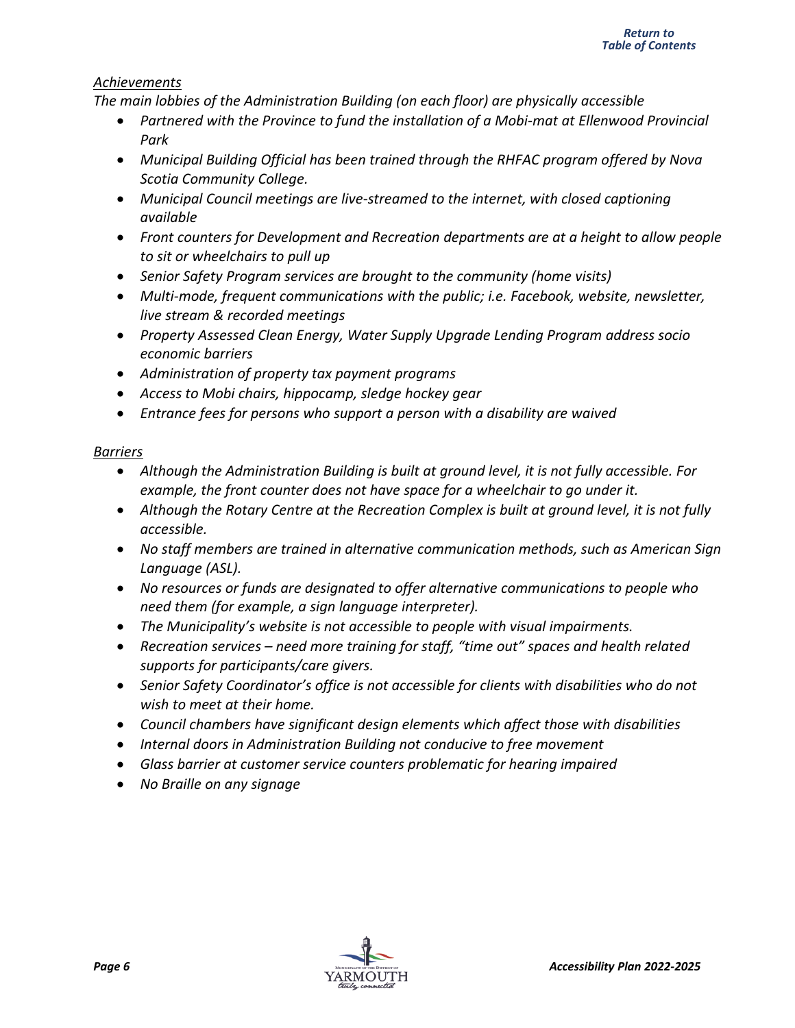*Achievements*

*The main lobbies of the Administration Building (on each floor) are physically accessible*

- *Partnered with the Province to fund the installation of a Mobi-mat at Ellenwood Provincial Park*
- *Municipal Building Official has been trained through the RHFAC program offered by Nova Scotia Community College.*
- *Municipal Council meetings are live-streamed to the internet, with closed captioning available*
- *Front counters for Development and Recreation departments are at a height to allow people to sit or wheelchairs to pull up*
- *Senior Safety Program services are brought to the community (home visits)*
- *Multi-mode, frequent communications with the public; i.e. Facebook, website, newsletter, live stream & recorded meetings*
- *Property Assessed Clean Energy, Water Supply Upgrade Lending Program address socio economic barriers*
- *Administration of property tax payment programs*
- *Access to Mobi chairs, hippocamp, sledge hockey gear*
- *Entrance fees for persons who support a person with a disability are waived*

*Barriers*

- *Although the Administration Building is built at ground level, it is not fully accessible. For example, the front counter does not have space for a wheelchair to go under it.*
- *Although the Rotary Centre at the Recreation Complex is built at ground level, it is not fully accessible.*
- *No staff members are trained in alternative communication methods, such as American Sign Language (ASL).*
- *No resources or funds are designated to offer alternative communications to people who need them (for example, a sign language interpreter).*
- *The Municipality's website is not accessible to people with visual impairments.*
- *Recreation services – need more training for staff, "time out" spaces and health related supports for participants/care givers.*
- *Senior Safety Coordinator's office is not accessible for clients with disabilities who do not wish to meet at their home.*
- *Council chambers have significant design elements which affect those with disabilities*
- *Internal doors in Administration Building not conducive to free movement*
- *Glass barrier at customer service counters problematic for hearing impaired*
- *No Braille on any signage*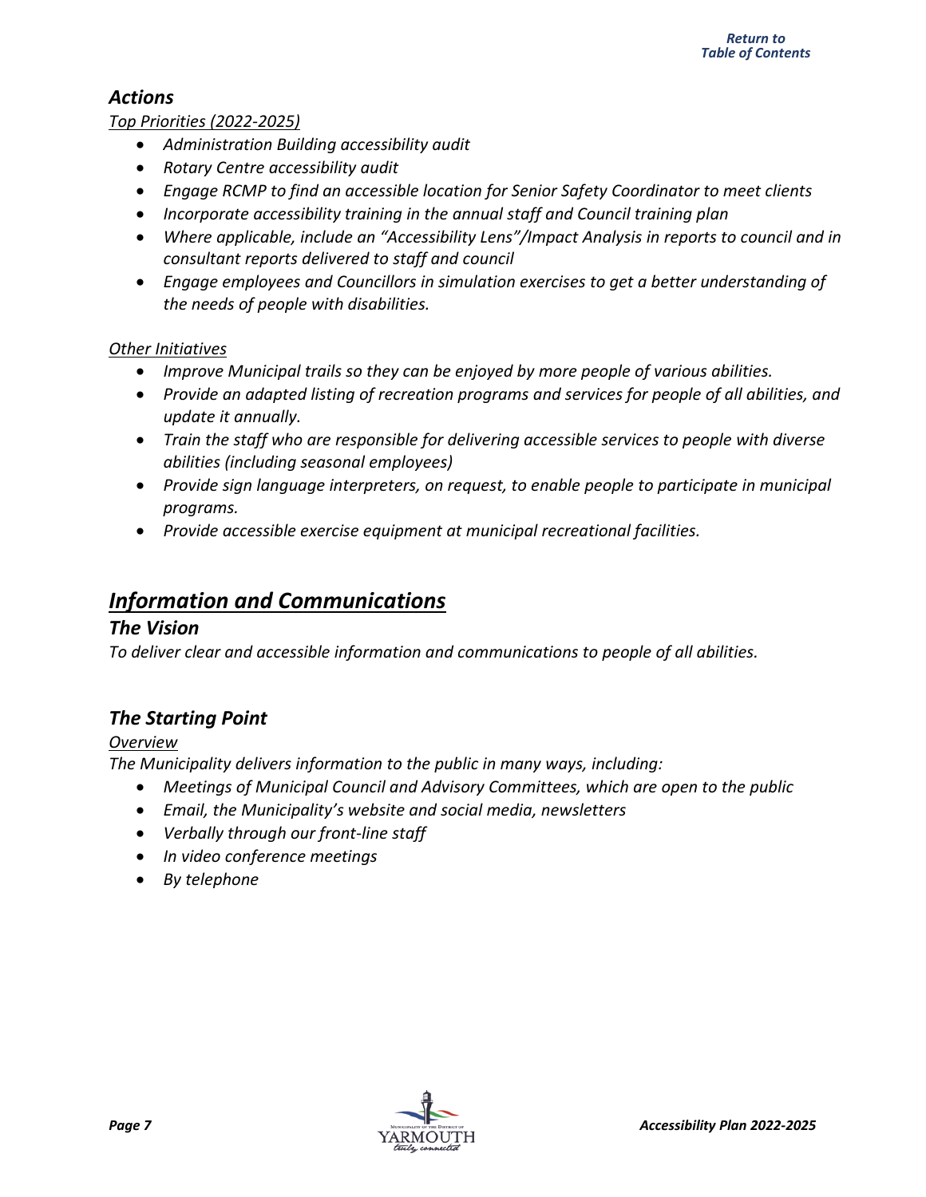## *Actions*

*Top Priorities (2022-2025)*

- *Administration Building accessibility audit*
- *Rotary Centre accessibility audit*
- *Engage RCMP to find an accessible location for Senior Safety Coordinator to meet clients*
- *Incorporate accessibility training in the annual staff and Council training plan*
- *Where applicable, include an "Accessibility Lens"/Impact Analysis in reports to council and in consultant reports delivered to staff and council*
- *Engage employees and Councillors in simulation exercises to get a better understanding of the needs of people with disabilities.*

*Other Initiatives*

- *Improve Municipal trails so they can be enjoyed by more people of various abilities.*
- *Provide an adapted listing of recreation programs and services for people of all abilities, and update it annually.*
- *Train the staff who are responsible for delivering accessible services to people with diverse abilities (including seasonal employees)*
- *Provide sign language interpreters, on request, to enable people to participate in municipal programs.*
- *Provide accessible exercise equipment at municipal recreational facilities.*

# *Information and Communications*

## *The Vision*

*To deliver clear and accessible information and communications to people of all abilities.*

## *The Starting Point*

*Overview*

*The Municipality delivers information to the public in many ways, including:*

- *Meetings of Municipal Council and Advisory Committees, which are open to the public*
- *Email, the Municipality's website and social media, newsletters*
- *Verbally through our front-line staff*
- *In video conference meetings*
- *By telephone*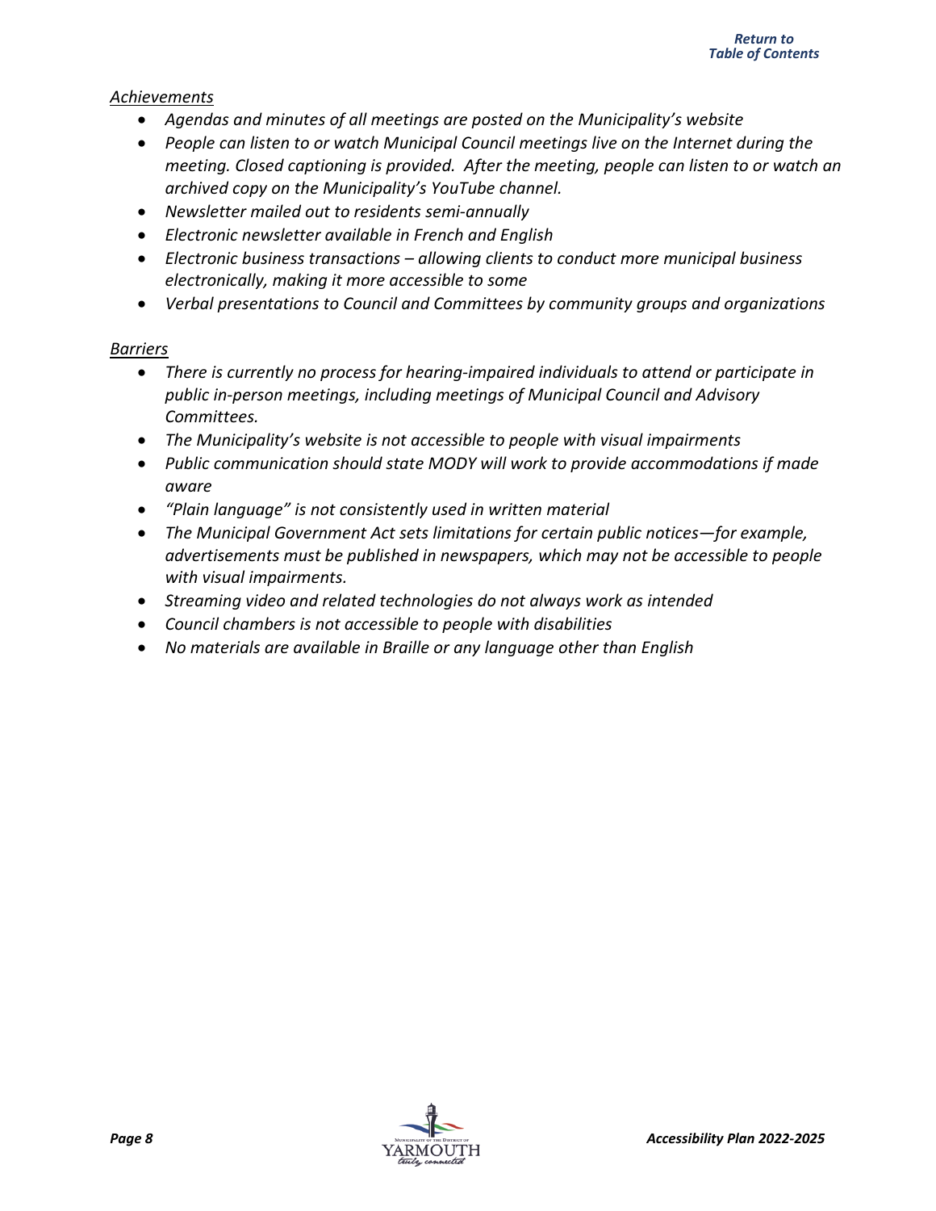*Achievements*

- *Agendas and minutes of all meetings are posted on the Municipality's website*
- *People can listen to or watch Municipal Council meetings live on the Internet during the meeting. Closed captioning is provided. After the meeting, people can listen to or watch an archived copy on the Municipality's YouTube channel.*
- *Newsletter mailed out to residents semi-annually*
- *Electronic newsletter available in French and English*
- *Electronic business transactions – allowing clients to conduct more municipal business electronically, making it more accessible to some*
- *Verbal presentations to Council and Committees by community groups and organizations*

*Barriers*

- *There is currently no process for hearing-impaired individuals to attend or participate in public in-person meetings, including meetings of Municipal Council and Advisory Committees.*
- *The Municipality's website is not accessible to people with visual impairments*
- *Public communication should state MODY will work to provide accommodations if made aware*
- *"Plain language" is not consistently used in written material*
- *The Municipal Government Act sets limitations for certain public notices—for example, advertisements must be published in newspapers, which may not be accessible to people with visual impairments.*
- *Streaming video and related technologies do not always work as intended*
- *Council chambers is not accessible to people with disabilities*
- *No materials are available in Braille or any language other than English*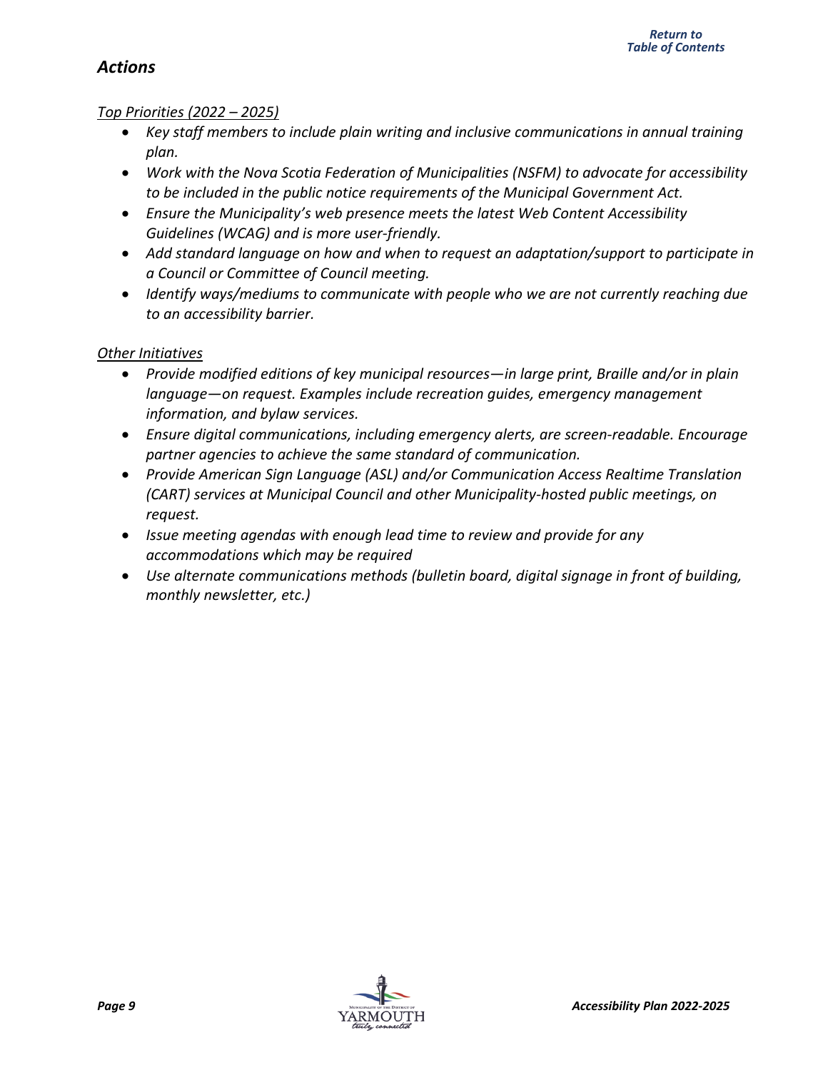## *Actions*

*Top Priorities (2022 – 2025)*

- *Key staff members to include plain writing and inclusive communications in annual training plan.*
- *Work with the Nova Scotia Federation of Municipalities (NSFM) to advocate for accessibility to be included in the public notice requirements of the Municipal Government Act.*
- *Ensure the Municipality's web presence meets the latest Web Content Accessibility Guidelines (WCAG) and is more user-friendly.*
- *Add standard language on how and when to request an adaptation/support to participate in a Council or Committee of Council meeting.*
- *Identify ways/mediums to communicate with people who we are not currently reaching due to an accessibility barrier.*

*Other Initiatives*

- *Provide modified editions of key municipal resources—in large print, Braille and/or in plain language—on request. Examples include recreation guides, emergency management information, and bylaw services.*
- *Ensure digital communications, including emergency alerts, are screen-readable. Encourage partner agencies to achieve the same standard of communication.*
- *Provide American Sign Language (ASL) and/or Communication Access Realtime Translation (CART) services at Municipal Council and other Municipality-hosted public meetings, on request.*
- *Issue meeting agendas with enough lead time to review and provide for any accommodations which may be required*
- *Use alternate communications methods (bulletin board, digital signage in front of building, monthly newsletter, etc.)*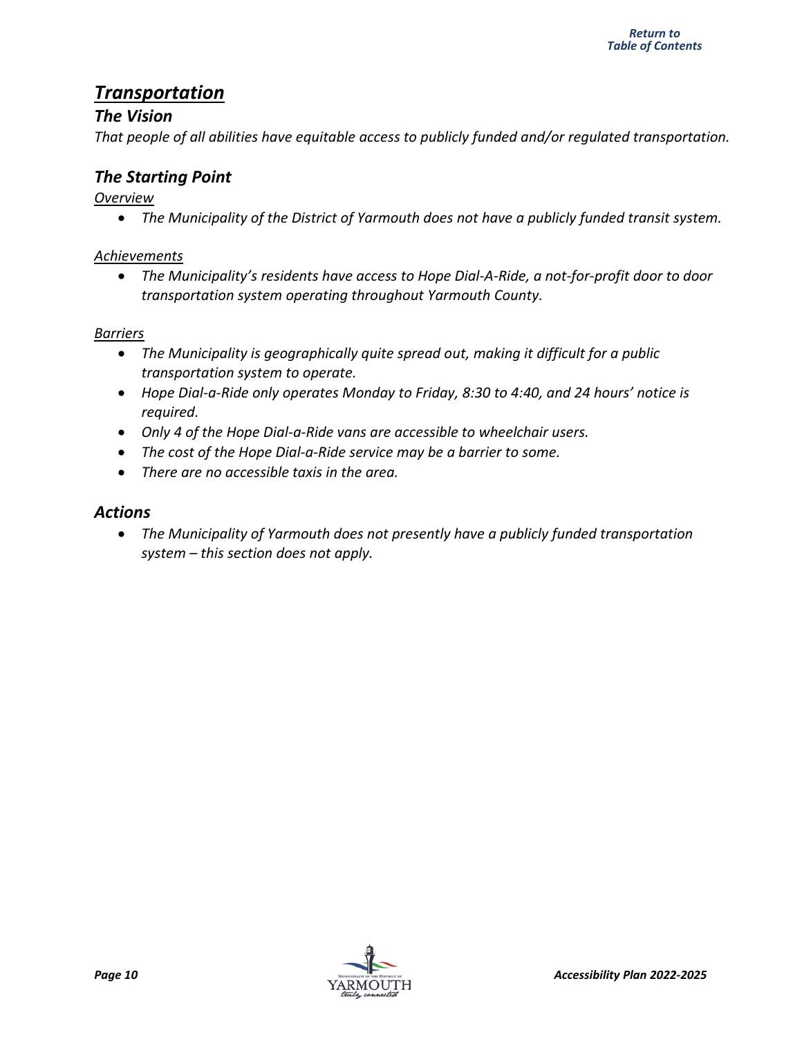# *Transportation*

## *The Vision*

*That people of all abilities have equitable access to publicly funded and/or regulated transportation.*

## *The Starting Point*

*Overview*

- *The Municipality of the District of Yarmouth does not have a publicly funded transit system.*

*Achievements*

- *The Municipality's residents have access to Hope Dial-A-Ride, a not-for-profit door to door transportation system operating throughout Yarmouth County.*

*Barriers*

- *The Municipality is geographically quite spread out, making it difficult for a public transportation system to operate.*
- *Hope Dial-a-Ride only operates Monday to Friday, 8:30 to 4:40, and 24 hours' notice is required.*
- *Only 4 of the Hope Dial-a-Ride vans are accessible to wheelchair users.*
- *The cost of the Hope Dial-a-Ride service may be a barrier to some.*
- *There are no accessible taxis in the area.*

## *Actions*

- *The Municipality of Yarmouth does not presently have a publicly funded transportation system – this section does not apply.*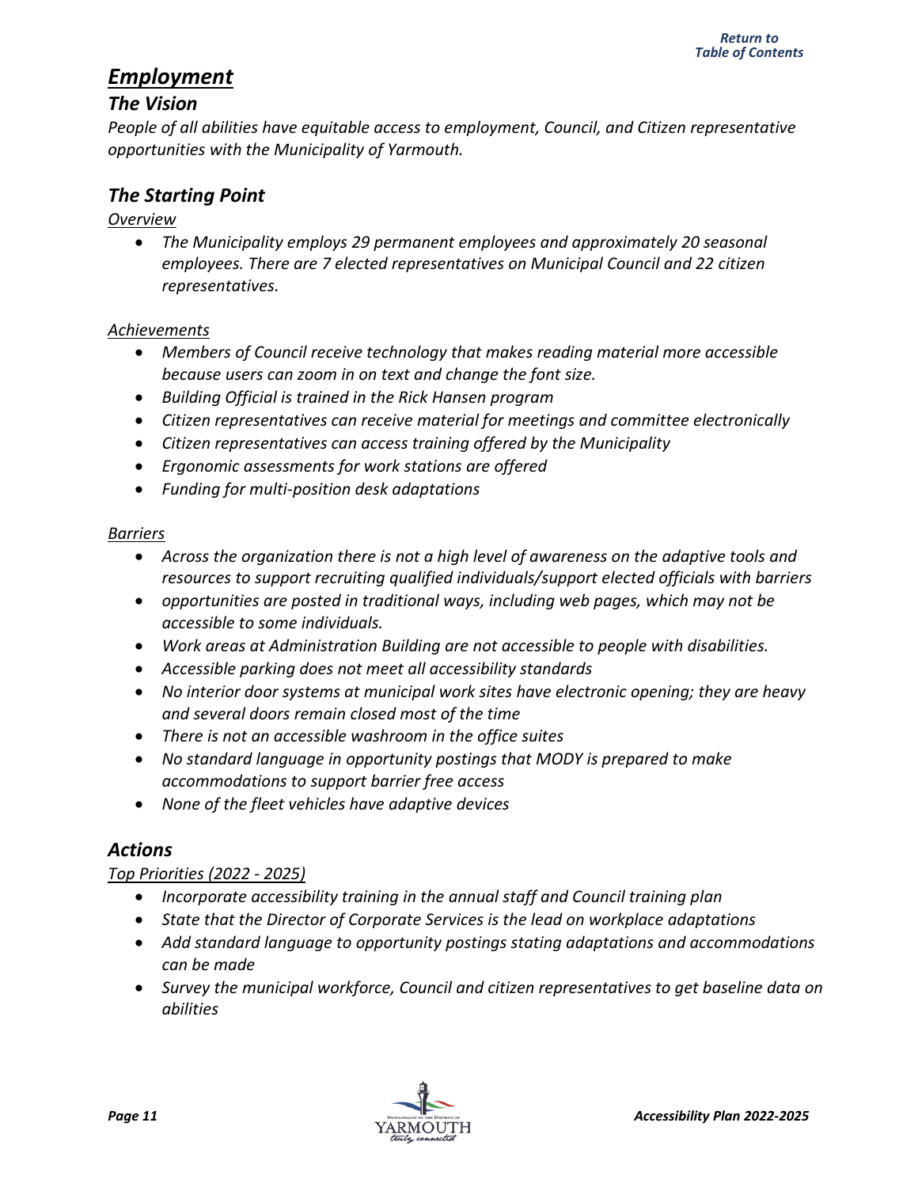## *Employment*

### *The Vision*

*People of all abilities have equitable access to employment, Council, and Citizen representative opportunities with the Municipality of Yarmouth.*

### *The Starting Point*

*Overview*

- *The Municipality employs 29 permanent employees and approximately 20 seasonal employees. There are 7 elected representatives on Municipal Council and 22 citizen representatives.*

*Achievements*

- *Members of Council receive technology that makes reading material more accessible because users can zoom in on text and change the font size.*
- *Building Official is trained in the Rick Hansen program*
- *Citizen representatives can receive material for meetings and committee electronically*
- *Citizen representatives can access training offered by the Municipality*
- *Ergonomic assessments for work stations are offered*
- *Funding for multi-position desk adaptations*

*Barriers*

- *Across the organization there is not a high level of awareness on the adaptive tools and resources to support recruiting qualified individuals/support elected officials with barriers*
- *opportunities are posted in traditional ways, including web pages, which may not be accessible to some individuals.*
- *Work areas at Administration Building are not accessible to people with disabilities.*
- *Accessible parking does not meet all accessibility standards*
- *No interior door systems at municipal work sites have electronic opening; they are heavy and several doors remain closed most of the time*
- *There is not an accessible washroom in the office suites*
- *No standard language in opportunity postings that MODY is prepared to make accommodations to support barrier free access*
- *None of the fleet vehicles have adaptive devices*

### *Actions*

*Top Priorities (2022 - 2025)*

- *Incorporate accessibility training in the annual staff and Council training plan*
- *State that the Director of Corporate Services is the lead on workplace adaptations*
- *Add standard language to opportunity postings stating adaptations and accommodations can be made*
- *Survey the municipal workforce, Council and citizen representatives to get baseline data on abilities*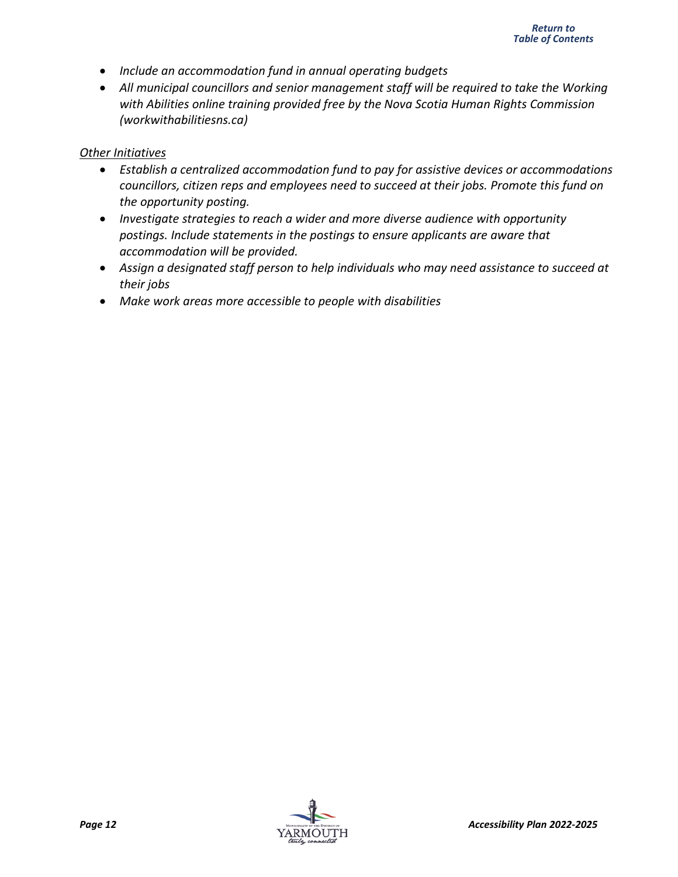- *Include an accommodation fund in annual operating budgets*
- *All municipal councillors and senior management staff will be required to take the Working with Abilities online training provided free by the Nova Scotia Human Rights Commission (workwithabilitiesns.ca)*

*Other Initiatives*

- *Establish a centralized accommodation fund to pay for assistive devices or accommodations councillors, citizen reps and employees need to succeed at their jobs. Promote this fund on the opportunity posting.*
- *Investigate strategies to reach a wider and more diverse audience with opportunity postings. Include statements in the postings to ensure applicants are aware that accommodation will be provided.*
- *Assign a designated staff person to help individuals who may need assistance to succeed at their jobs*
- *Make work areas more accessible to people with disabilities*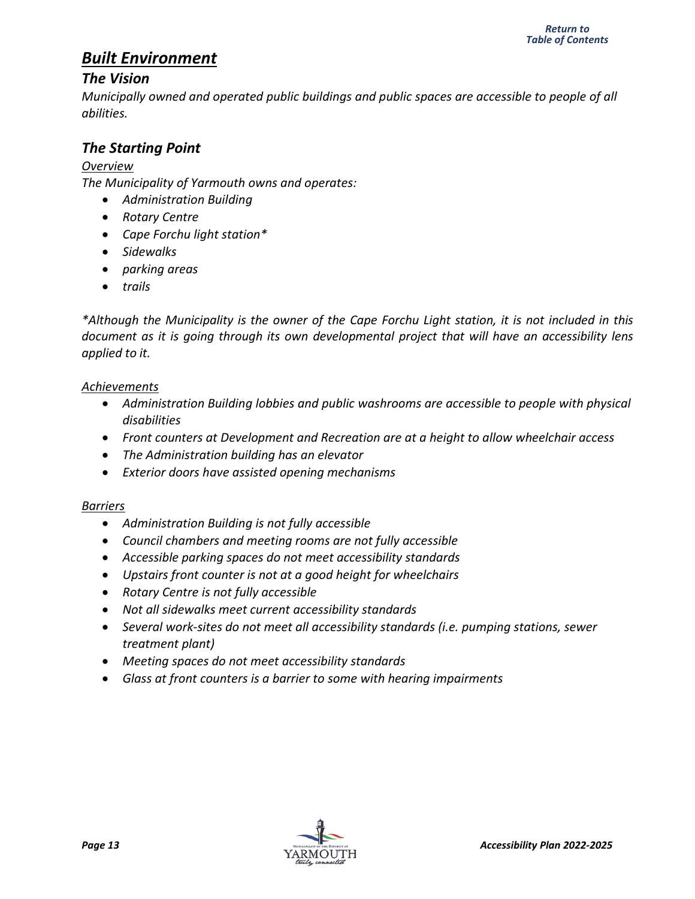# ***Built Environment***

## *The Vision*

*Municipally owned and operated public buildings and public spaces are accessible to people of all abilities.*

## *The Starting Point*

*Overview*

*The Municipality of Yarmouth owns and operates:*

- *Administration Building*
- *Rotary Centre*
- *Cape Forchu light station**
- *Sidewalks*
- *parking areas*
- *trails*

**Although the Municipality is the owner of the Cape Forchu Light station, it is not included in this document as it is going through its own developmental project that will have an accessibility lens applied to it.*

*Achievements*

- *Administration Building lobbies and public washrooms are accessible to people with physical disabilities*
- *Front counters at Development and Recreation are at a height to allow wheelchair access*
- *The Administration building has an elevator*
- *Exterior doors have assisted opening mechanisms*

*Barriers*

- *Administration Building is not fully accessible*
- *Council chambers and meeting rooms are not fully accessible*
- *Accessible parking spaces do not meet accessibility standards*
- *Upstairs front counter is not at a good height for wheelchairs*
- *Rotary Centre is not fully accessible*
- *Not all sidewalks meet current accessibility standards*
- *Several work-sites do not meet all accessibility standards (i.e. pumping stations, sewer treatment plant)*
- *Meeting spaces do not meet accessibility standards*
- *Glass at front counters is a barrier to some with hearing impairments*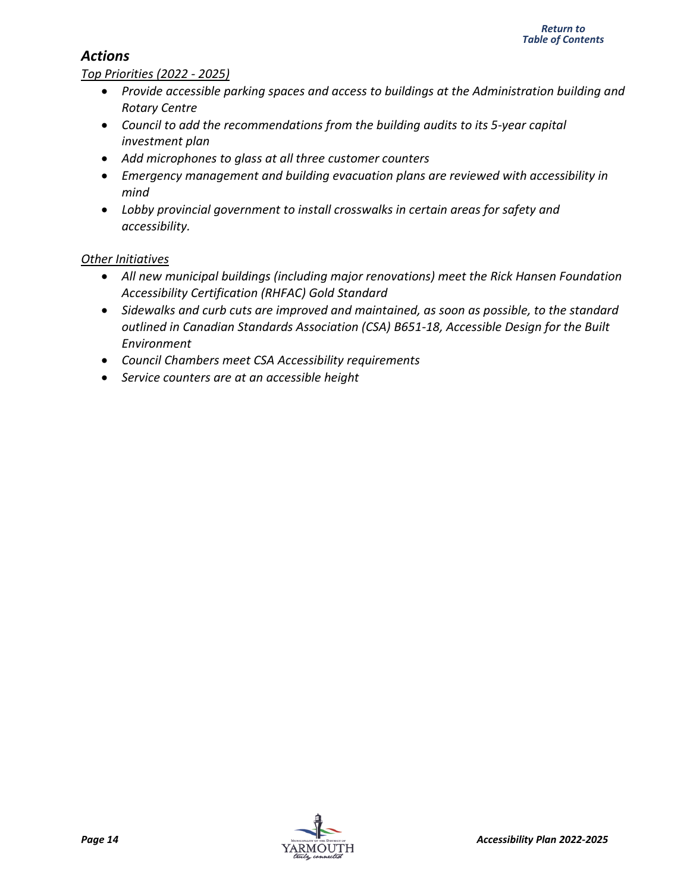### *Actions*

*Top Priorities (2022 - 2025)*

- *Provide accessible parking spaces and access to buildings at the Administration building and Rotary Centre*
- *Council to add the recommendations from the building audits to its 5-year capital investment plan*
- *Add microphones to glass at all three customer counters*
- *Emergency management and building evacuation plans are reviewed with accessibility in mind*
- *Lobby provincial government to install crosswalks in certain areas for safety and accessibility.*

*Other Initiatives*

- *All new municipal buildings (including major renovations) meet the Rick Hansen Foundation Accessibility Certification (RHFAC) Gold Standard*
- *Sidewalks and curb cuts are improved and maintained, as soon as possible, to the standard outlined in Canadian Standards Association (CSA) B651-18, Accessible Design for the Built Environment*
- *Council Chambers meet CSA Accessibility requirements*
- *Service counters are at an accessible height*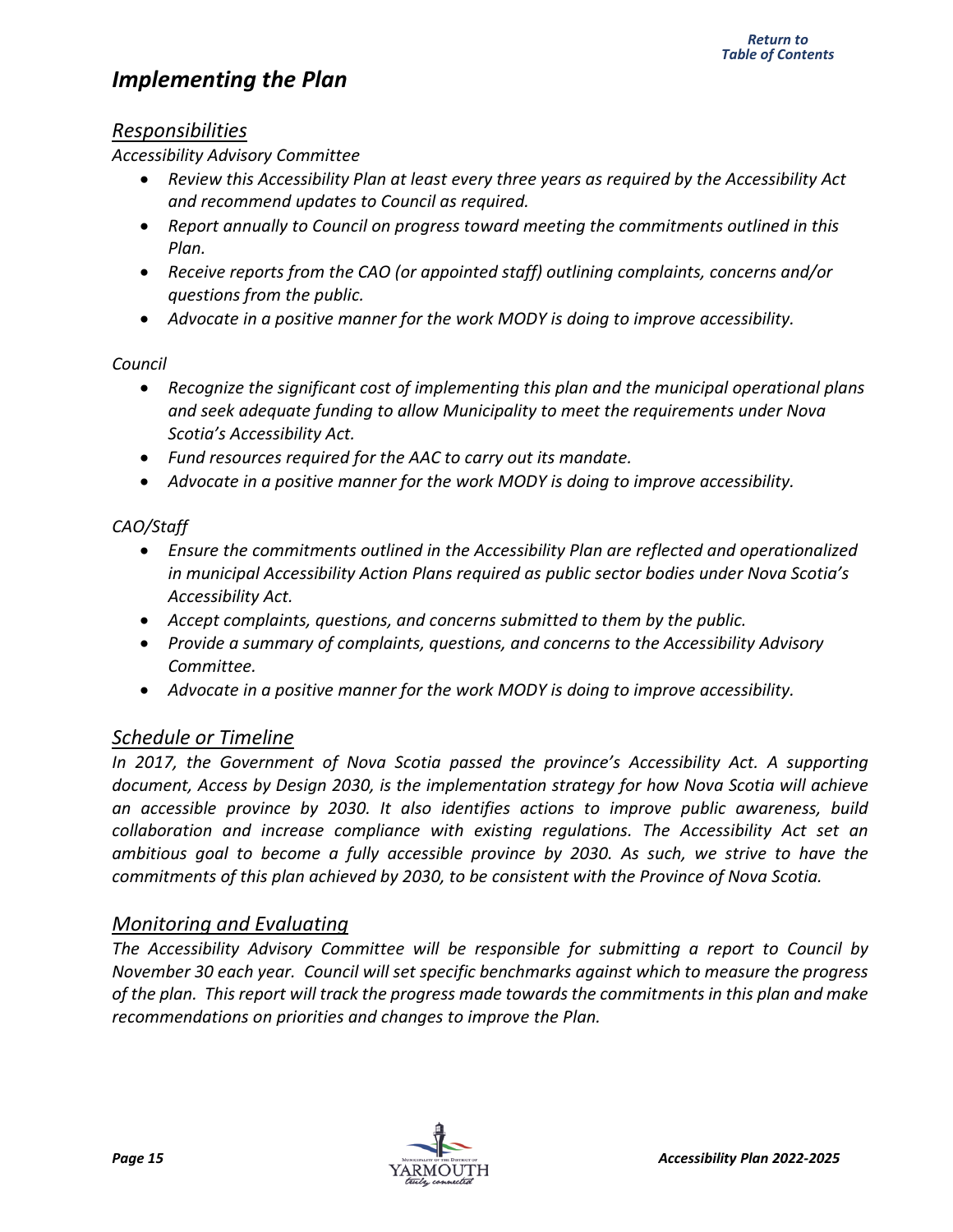# *Implementing the Plan*

## *Responsibilities*

*Accessibility Advisory Committee*

- *Review this Accessibility Plan at least every three years as required by the Accessibility Act and recommend updates to Council as required.*
- *Report annually to Council on progress toward meeting the commitments outlined in this Plan.*
- *Receive reports from the CAO (or appointed staff) outlining complaints, concerns and/or questions from the public.*
- *Advocate in a positive manner for the work MODY is doing to improve accessibility.*

*Council*

- *Recognize the significant cost of implementing this plan and the municipal operational plans and seek adequate funding to allow Municipality to meet the requirements under Nova Scotia's Accessibility Act.*
- *Fund resources required for the AAC to carry out its mandate.*
- *Advocate in a positive manner for the work MODY is doing to improve accessibility.*

*CAO/Staff*

- *Ensure the commitments outlined in the Accessibility Plan are reflected and operationalized in municipal Accessibility Action Plans required as public sector bodies under Nova Scotia's Accessibility Act.*
- *Accept complaints, questions, and concerns submitted to them by the public.*
- *Provide a summary of complaints, questions, and concerns to the Accessibility Advisory Committee.*
- *Advocate in a positive manner for the work MODY is doing to improve accessibility.*

## *Schedule or Timeline*

*In 2017, the Government of Nova Scotia passed the province's Accessibility Act. A supporting document, Access by Design 2030, is the implementation strategy for how Nova Scotia will achieve an accessible province by 2030. It also identifies actions to improve public awareness, build collaboration and increase compliance with existing regulations. The Accessibility Act set an ambitious goal to become a fully accessible province by 2030. As such, we strive to have the commitments of this plan achieved by 2030, to be consistent with the Province of Nova Scotia.*

## *Monitoring and Evaluating*

*The Accessibility Advisory Committee will be responsible for submitting a report to Council by November 30 each year. Council will set specific benchmarks against which to measure the progress of the plan. This report will track the progress made towards the commitments in this plan and make recommendations on priorities and changes to improve the Plan.*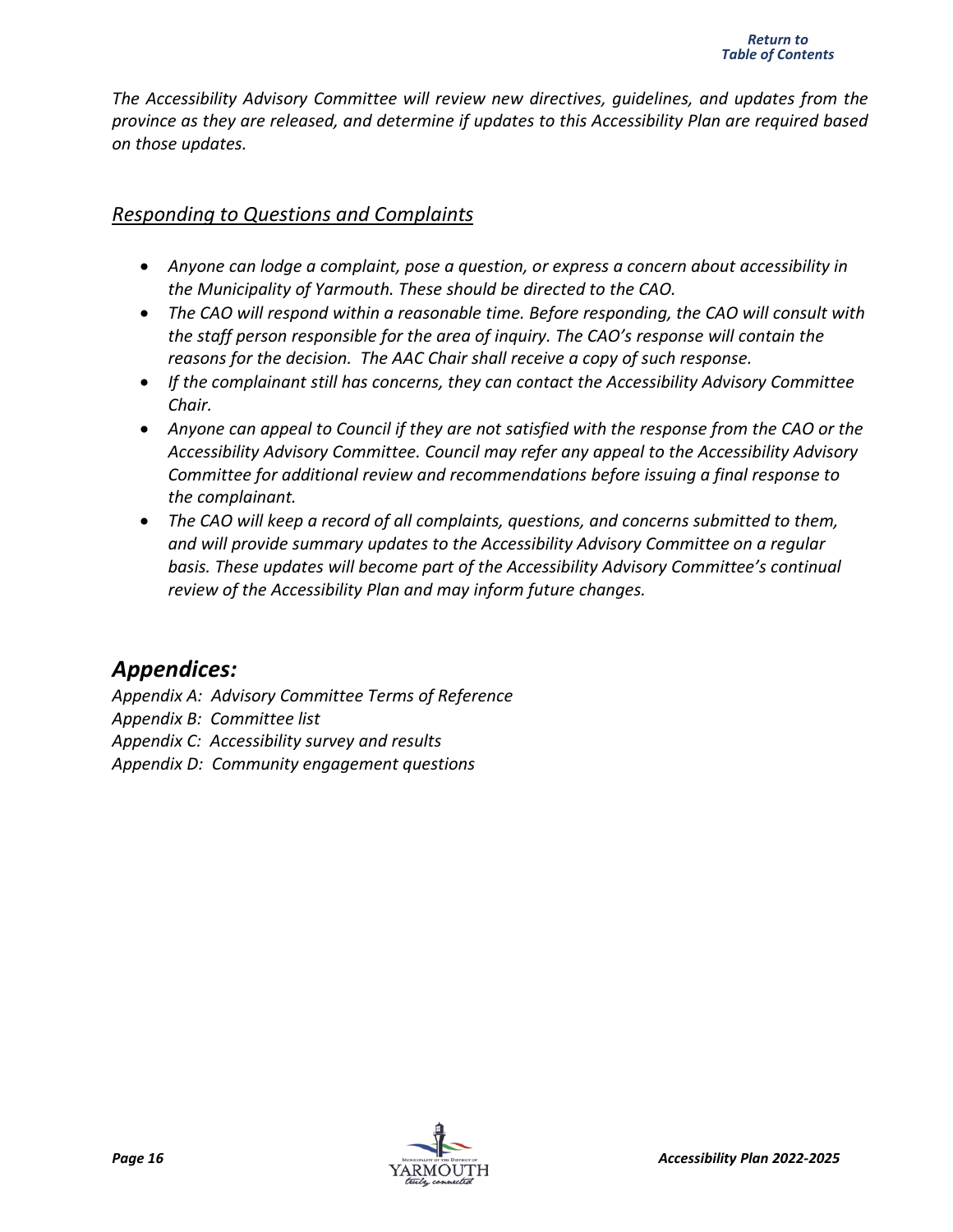*The Accessibility Advisory Committee will review new directives, guidelines, and updates from the province as they are released, and determine if updates to this Accessibility Plan are required based on those updates.*

### *Responding to Questions and Complaints*

- *Anyone can lodge a complaint, pose a question, or express a concern about accessibility in the Municipality of Yarmouth. These should be directed to the CAO.*
- *The CAO will respond within a reasonable time. Before responding, the CAO will consult with the staff person responsible for the area of inquiry. The CAO's response will contain the reasons for the decision. The AAC Chair shall receive a copy of such response.*
- *If the complainant still has concerns, they can contact the Accessibility Advisory Committee Chair.*
- *Anyone can appeal to Council if they are not satisfied with the response from the CAO or the Accessibility Advisory Committee. Council may refer any appeal to the Accessibility Advisory Committee for additional review and recommendations before issuing a final response to the complainant.*
- *The CAO will keep a record of all complaints, questions, and concerns submitted to them, and will provide summary updates to the Accessibility Advisory Committee on a regular basis. These updates will become part of the Accessibility Advisory Committee's continual review of the Accessibility Plan and may inform future changes.*

## *Appendices:*

*Appendix A: Advisory Committee Terms of Reference*
*Appendix B: Committee list*
*Appendix C: Accessibility survey and results*
*Appendix D: Community engagement questions*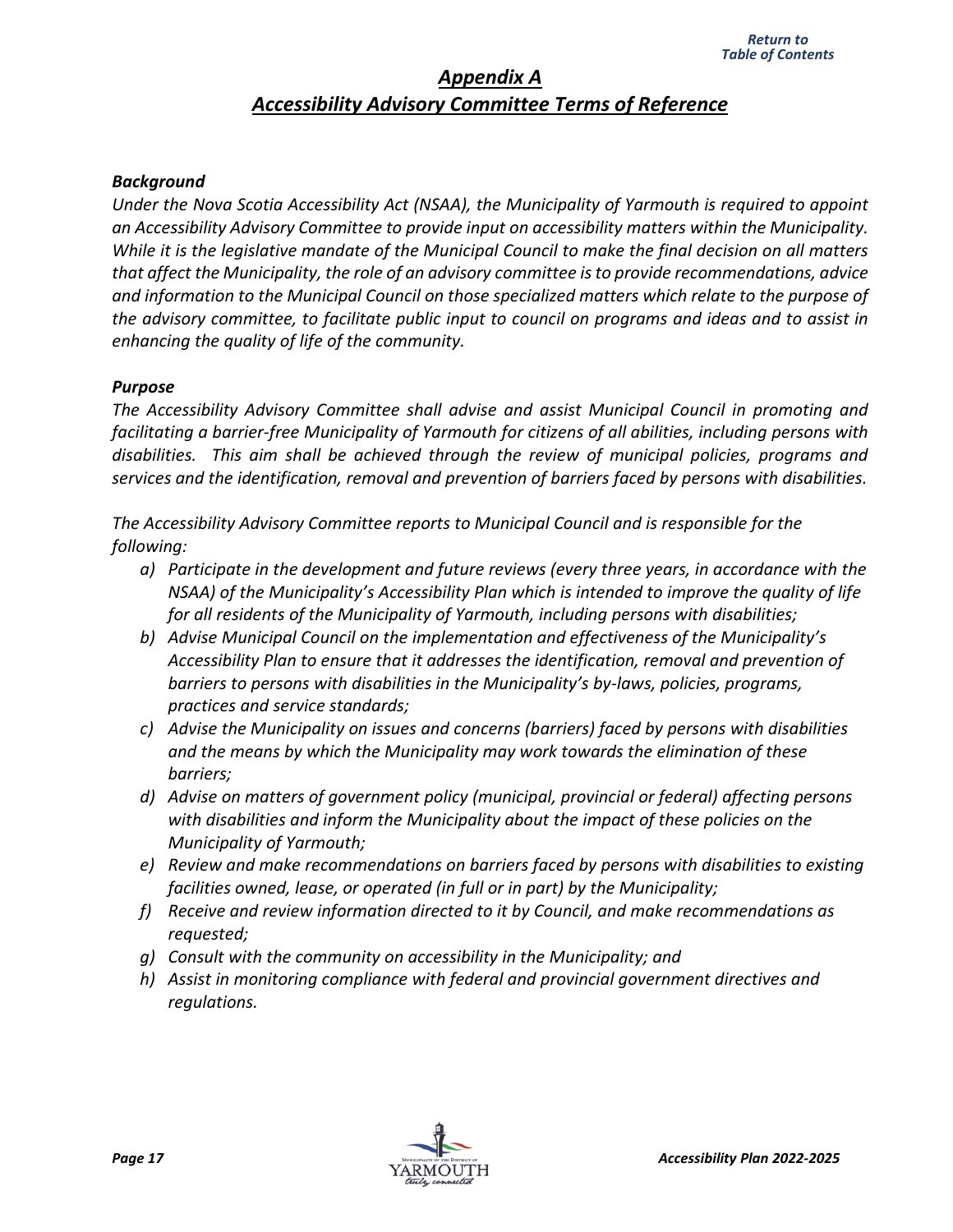## *Appendix A*

## *Accessibility Advisory Committee Terms of Reference*

***Background***

*Under the Nova Scotia Accessibility Act (NSAA), the Municipality of Yarmouth is required to appoint an Accessibility Advisory Committee to provide input on accessibility matters within the Municipality. While it is the legislative mandate of the Municipal Council to make the final decision on all matters that affect the Municipality, the role of an advisory committee is to provide recommendations, advice and information to the Municipal Council on those specialized matters which relate to the purpose of the advisory committee, to facilitate public input to council on programs and ideas and to assist in enhancing the quality of life of the community.*

***Purpose***

*The Accessibility Advisory Committee shall advise and assist Municipal Council in promoting and facilitating a barrier-free Municipality of Yarmouth for citizens of all abilities, including persons with disabilities. This aim shall be achieved through the review of municipal policies, programs and services and the identification, removal and prevention of barriers faced by persons with disabilities.*

*The Accessibility Advisory Committee reports to Municipal Council and is responsible for the following:*

- *a) Participate in the development and future reviews (every three years, in accordance with the NSAA) of the Municipality's Accessibility Plan which is intended to improve the quality of life for all residents of the Municipality of Yarmouth, including persons with disabilities;*
- *b) Advise Municipal Council on the implementation and effectiveness of the Municipality's Accessibility Plan to ensure that it addresses the identification, removal and prevention of barriers to persons with disabilities in the Municipality's by-laws, policies, programs, practices and service standards;*
- *c) Advise the Municipality on issues and concerns (barriers) faced by persons with disabilities and the means by which the Municipality may work towards the elimination of these barriers;*
- *d) Advise on matters of government policy (municipal, provincial or federal) affecting persons with disabilities and inform the Municipality about the impact of these policies on the Municipality of Yarmouth;*
- *e) Review and make recommendations on barriers faced by persons with disabilities to existing facilities owned, lease, or operated (in full or in part) by the Municipality;*
- *f) Receive and review information directed to it by Council, and make recommendations as requested;*
- *g) Consult with the community on accessibility in the Municipality; and*
- *h) Assist in monitoring compliance with federal and provincial government directives and regulations.*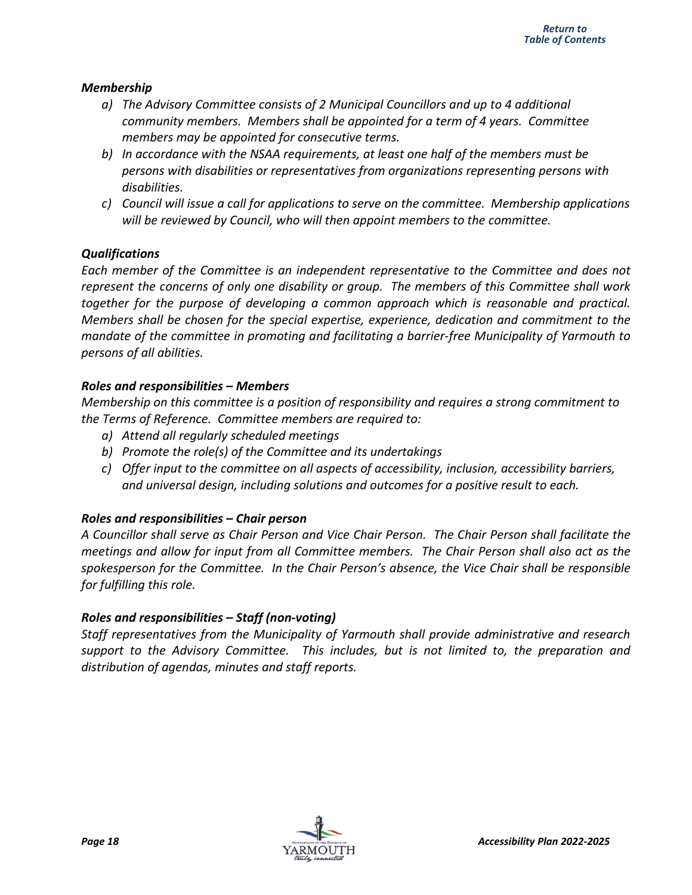### *Membership*

*a) The Advisory Committee consists of 2 Municipal Councillors and up to 4 additional community members. Members shall be appointed for a term of 4 years. Committee members may be appointed for consecutive terms.*

*b) In accordance with the NSAA requirements, at least one half of the members must be persons with disabilities or representatives from organizations representing persons with disabilities.*

*c) Council will issue a call for applications to serve on the committee. Membership applications will be reviewed by Council, who will then appoint members to the committee.*

### *Qualifications*

*Each member of the Committee is an independent representative to the Committee and does not represent the concerns of only one disability or group. The members of this Committee shall work together for the purpose of developing a common approach which is reasonable and practical. Members shall be chosen for the special expertise, experience, dedication and commitment to the mandate of the committee in promoting and facilitating a barrier-free Municipality of Yarmouth to persons of all abilities.*

### *Roles and responsibilities – Members*

*Membership on this committee is a position of responsibility and requires a strong commitment to the Terms of Reference. Committee members are required to:*

*a) Attend all regularly scheduled meetings*

*b) Promote the role(s) of the Committee and its undertakings*

*c) Offer input to the committee on all aspects of accessibility, inclusion, accessibility barriers, and universal design, including solutions and outcomes for a positive result to each.*

### *Roles and responsibilities – Chair person*

*A Councillor shall serve as Chair Person and Vice Chair Person. The Chair Person shall facilitate the meetings and allow for input from all Committee members. The Chair Person shall also act as the spokesperson for the Committee. In the Chair Person's absence, the Vice Chair shall be responsible for fulfilling this role.*

### *Roles and responsibilities – Staff (non-voting)*

*Staff representatives from the Municipality of Yarmouth shall provide administrative and research support to the Advisory Committee. This includes, but is not limited to, the preparation and distribution of agendas, minutes and staff reports.*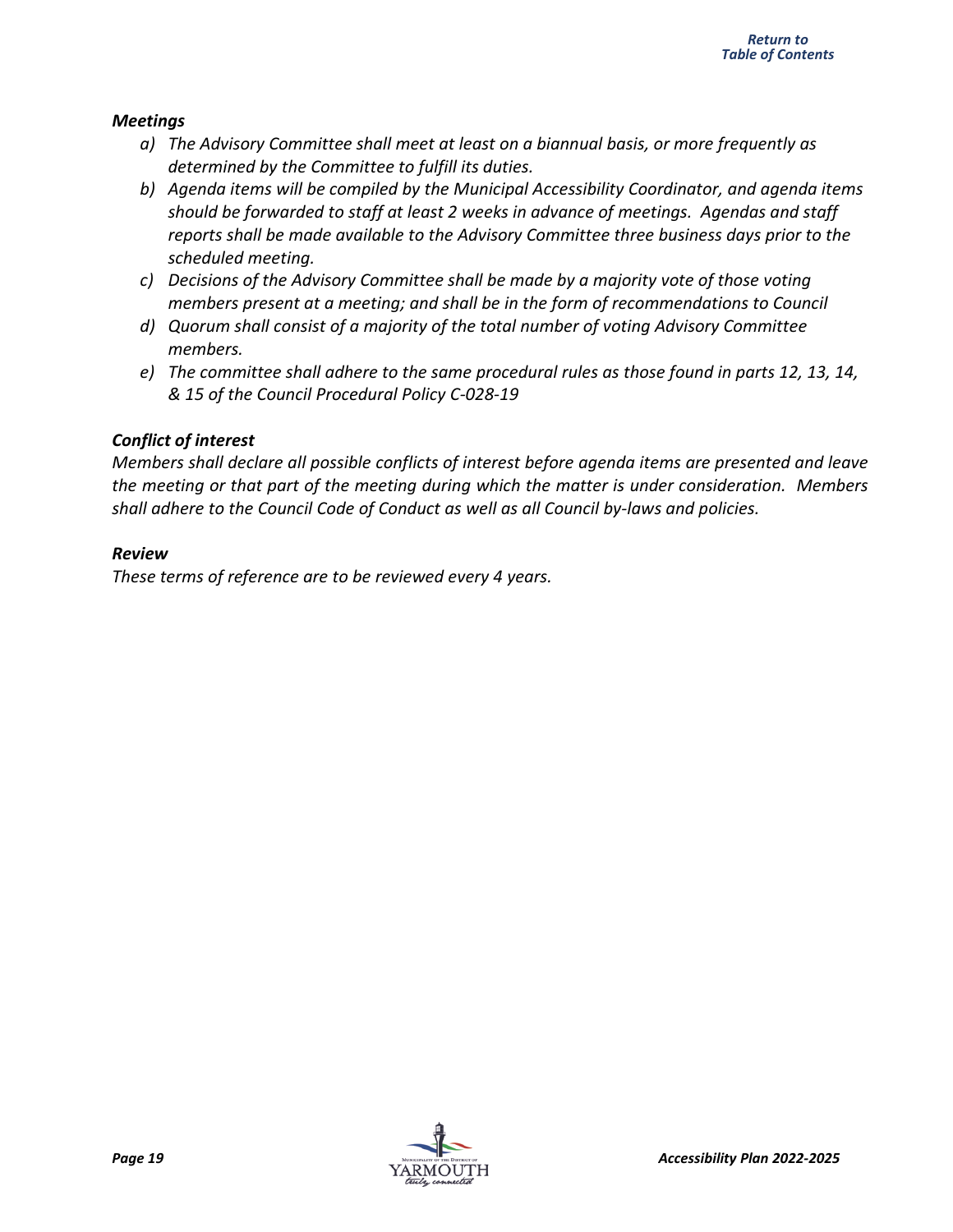### *Meetings*

*a) The Advisory Committee shall meet at least on a biannual basis, or more frequently as determined by the Committee to fulfill its duties.*

*b) Agenda items will be compiled by the Municipal Accessibility Coordinator, and agenda items should be forwarded to staff at least 2 weeks in advance of meetings. Agendas and staff reports shall be made available to the Advisory Committee three business days prior to the scheduled meeting.*

*c) Decisions of the Advisory Committee shall be made by a majority vote of those voting members present at a meeting; and shall be in the form of recommendations to Council*

*d) Quorum shall consist of a majority of the total number of voting Advisory Committee members.*

*e) The committee shall adhere to the same procedural rules as those found in parts 12, 13, 14, & 15 of the Council Procedural Policy C-028-19*

### *Conflict of interest*

*Members shall declare all possible conflicts of interest before agenda items are presented and leave the meeting or that part of the meeting during which the matter is under consideration. Members shall adhere to the Council Code of Conduct as well as all Council by-laws and policies.*

### *Review*

*These terms of reference are to be reviewed every 4 years.*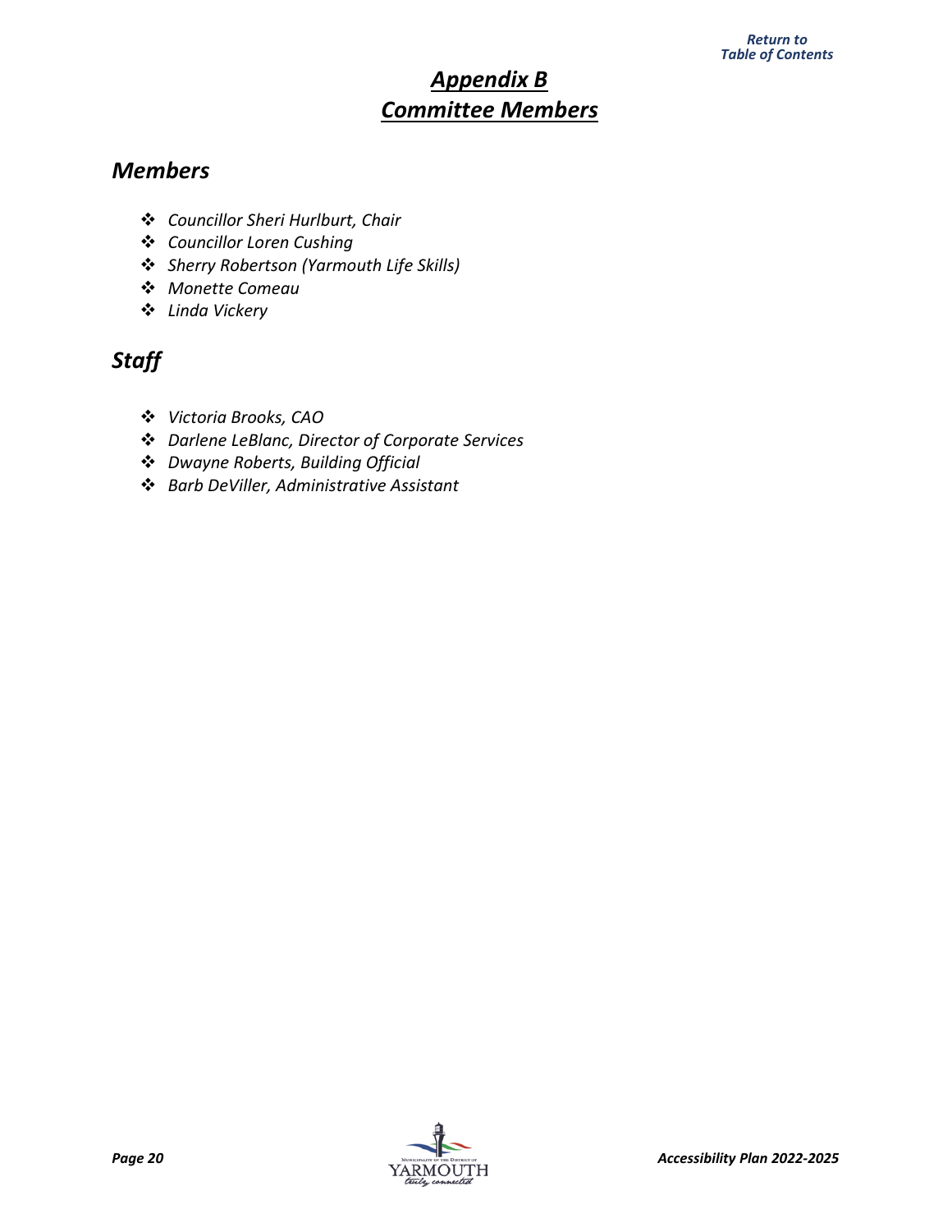# *Appendix B*
# *Committee Members*

## *Members*

- *Councillor Sheri Hurlburt, Chair*
- *Councillor Loren Cushing*
- *Sherry Robertson (Yarmouth Life Skills)*
- *Monette Comeau*
- *Linda Vickery*

## *Staff*

- *Victoria Brooks, CAO*
- *Darlene LeBlanc, Director of Corporate Services*
- *Dwayne Roberts, Building Official*
- *Barb DeViller, Administrative Assistant*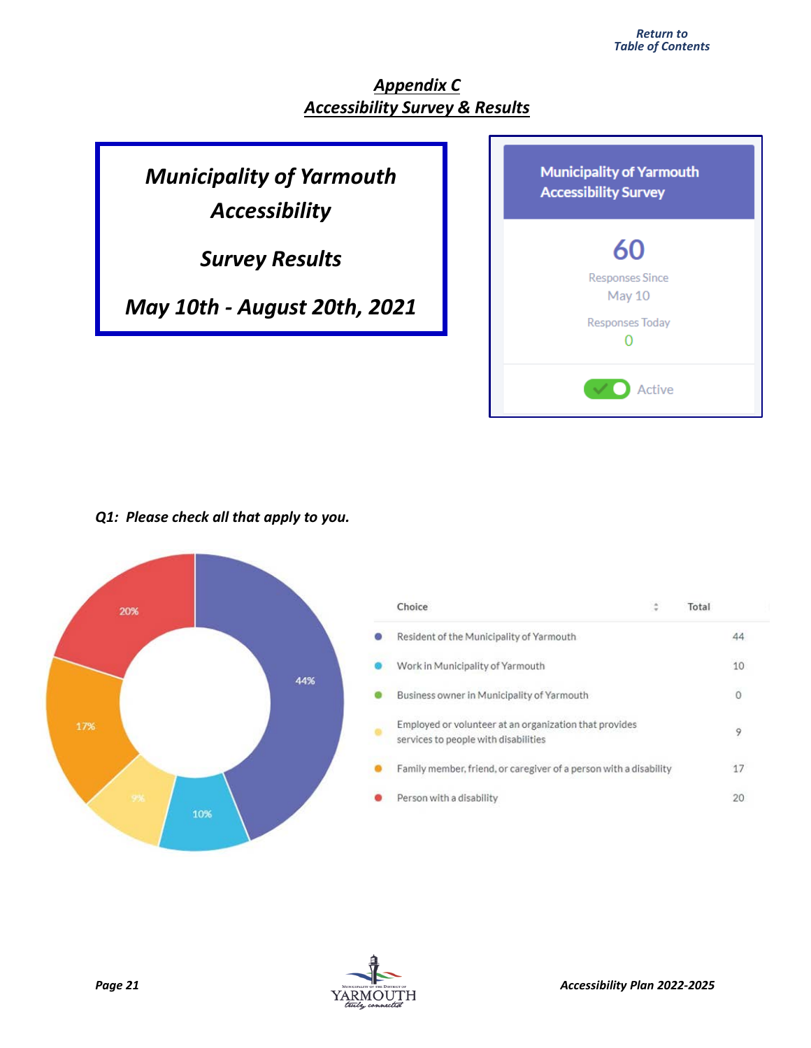Return to
Table of Contents

## Appendix C
## Accessibility Survey & Results

***Municipality of Yarmouth Accessibility***

***Survey Results***

***May 10th - August 20th, 2021***

**Municipality of Yarmouth Accessibility Survey**

60

Responses Since May 10

Responses Today

0

Active

***Q1: Please check all that apply to you.***

| Choice | Total |
|---|---|
| Resident of the Municipality of Yarmouth | 44 |
| Work in Municipality of Yarmouth | 10 |
| Business owner in Municipality of Yarmouth | 0 |
| Employed or volunteer at an organization that provides services to people with disabilities | 9 |
| Family member, friend, or caregiver of a person with a disability | 17 |
| Person with a disability | 20 |

44% · 10% · 9% · 17% · 20%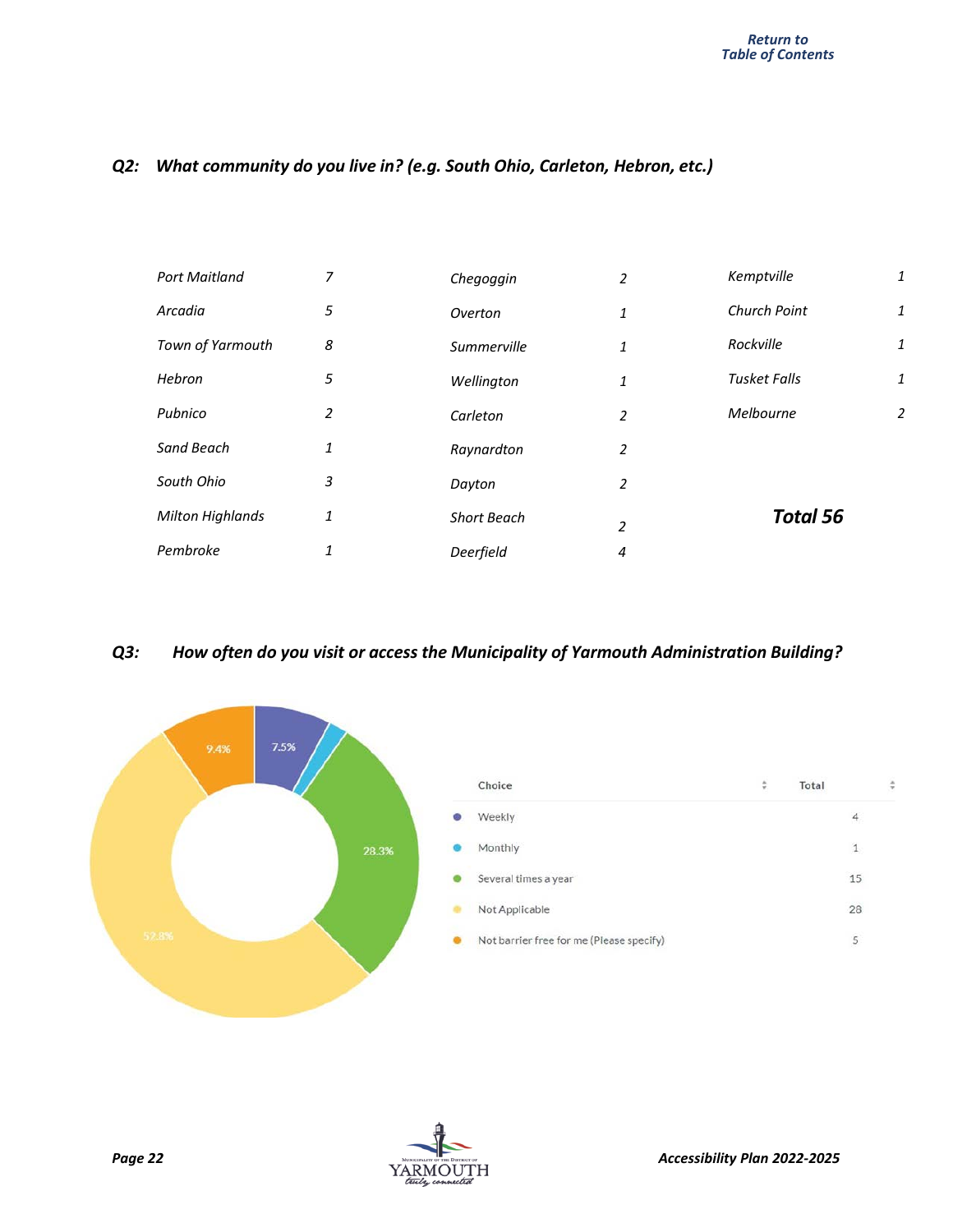Return to
Table of Contents

### *Q2: What community do you live in? (e.g. South Ohio, Carleton, Hebron, etc.)*

| Community | Count | Community | Count | Community | Count |
|---|---|---|---|---|---|
| Port Maitland | 7 | Chegoggin | 2 | Kemptville | 1 |
| Arcadia | 5 | Overton | 1 | Church Point | 1 |
| Town of Yarmouth | 8 | Summerville | 1 | Rockville | 1 |
| Hebron | 5 | Wellington | 1 | Tusket Falls | 1 |
| Pubnico | 2 | Carleton | 2 | Melbourne | 2 |
| Sand Beach | 1 | Raynardton | 2 | | |
| South Ohio | 3 | Dayton | 2 | | |
| Milton Highlands | 1 | Short Beach | 2 | **Total 56** | |
| Pembroke | 1 | Deerfield | 4 | | |

### *Q3: How often do you visit or access the Municipality of Yarmouth Administration Building?*

| Choice | Total |
|---|---|
| Weekly | 4 |
| Monthly | 1 |
| Several times a year | 15 |
| Not Applicable | 28 |
| Not barrier free for me (Please specify) | 5 |

Chart percentages: Weekly 7.5%, Several times a year 28.3%, Not Applicable 52.8%, Not barrier free for me 9.4%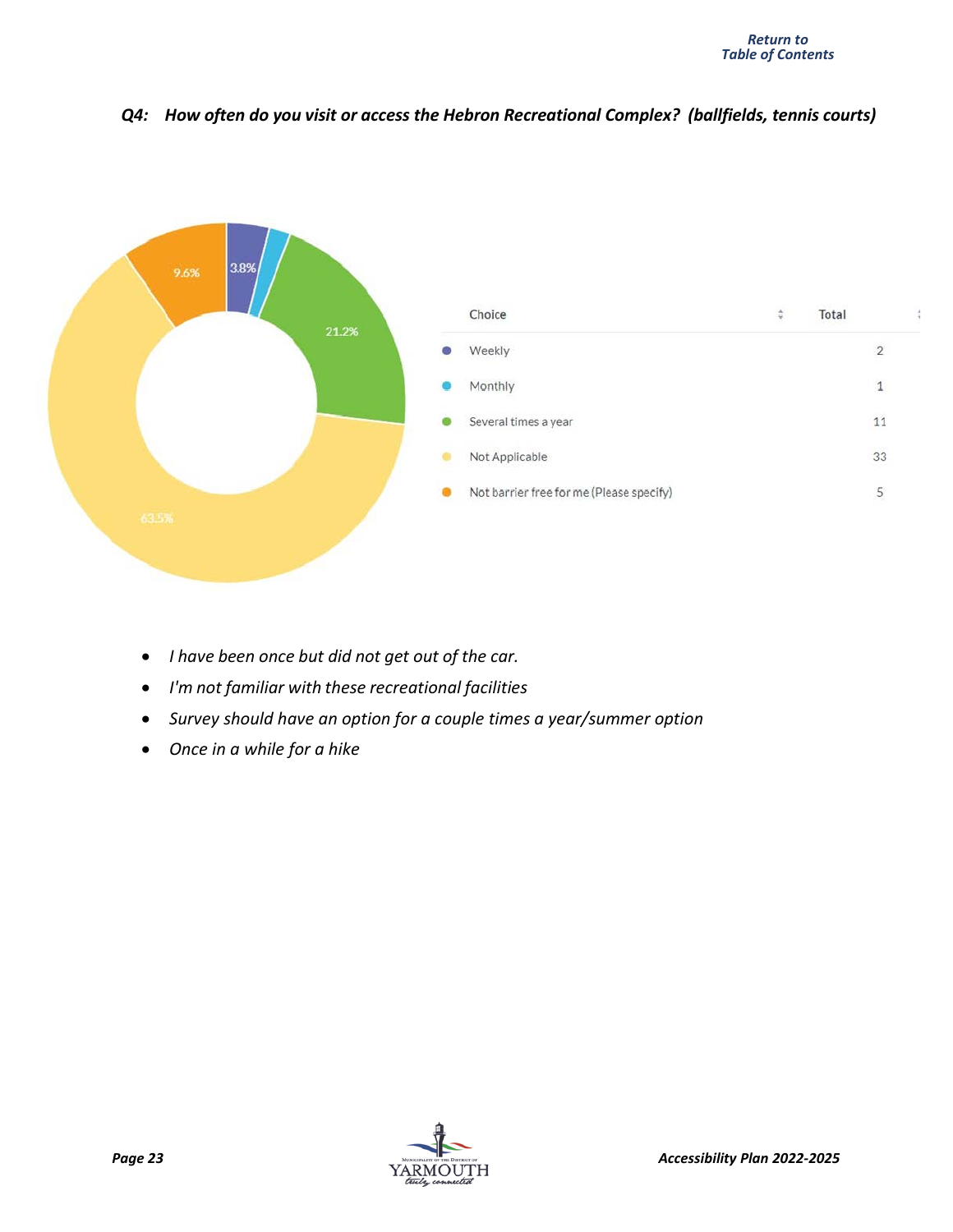Return to
Table of Contents

***Q4: How often do you visit or access the Hebron Recreational Complex? (ballfields, tennis courts)***

| Choice | Total |
| --- | --- |
| Weekly | 2 |
| Monthly | 1 |
| Several times a year | 11 |
| Not Applicable | 33 |
| Not barrier free for me (Please specify) | 5 |

- *I have been once but did not get out of the car.*
- *I'm not familiar with these recreational facilities*
- *Survey should have an option for a couple times a year/summer option*
- *Once in a while for a hike*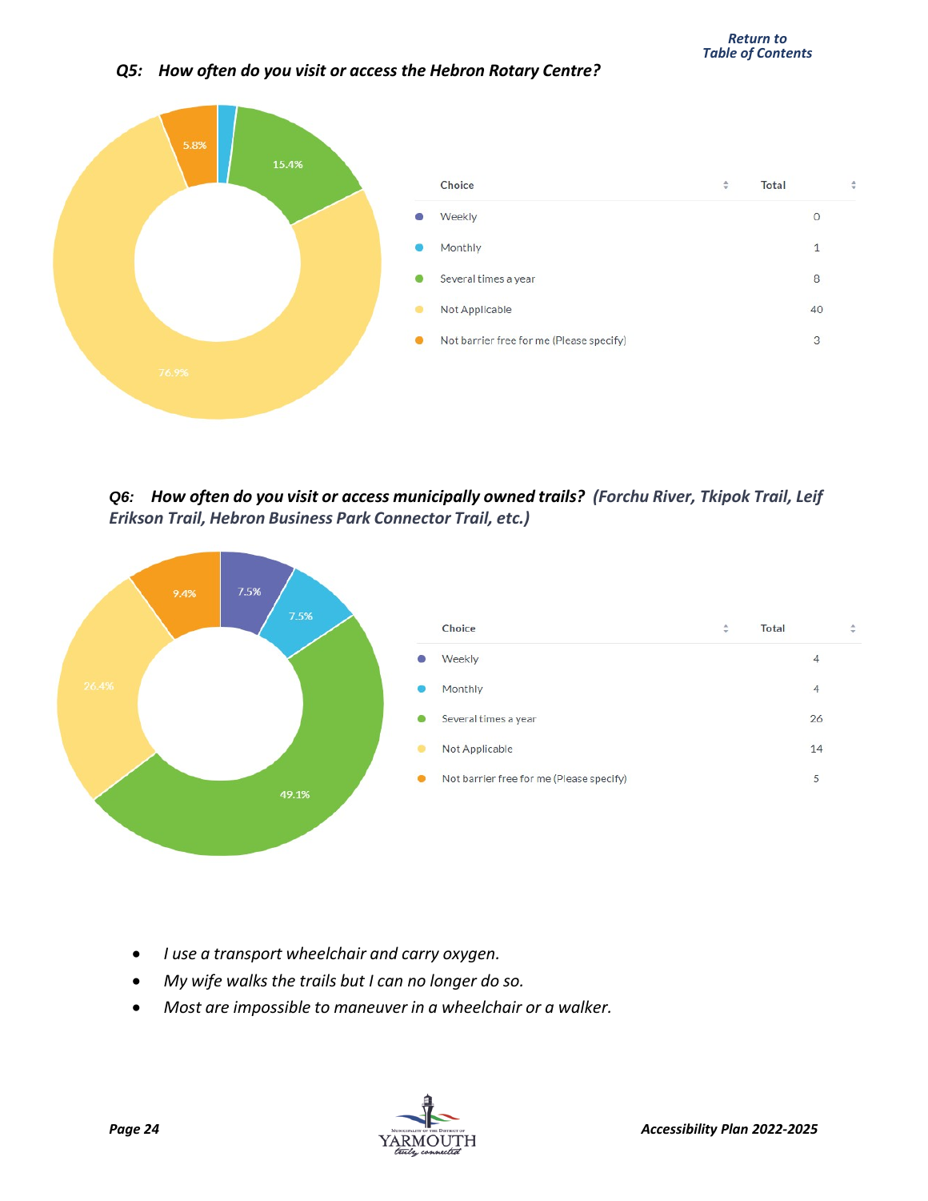Return to Table of Contents

### *Q5: How often do you visit or access the Hebron Rotary Centre?*

| Choice | Total |
|---|---|
| Weekly | 0 |
| Monthly | 1 |
| Several times a year | 8 |
| Not Applicable | 40 |
| Not barrier free for me (Please specify) | 3 |

### *Q6: How often do you visit or access municipally owned trails? (Forchu River, Tkipok Trail, Leif Erikson Trail, Hebron Business Park Connector Trail, etc.)*

| Choice | Total |
|---|---|
| Weekly | 4 |
| Monthly | 4 |
| Several times a year | 26 |
| Not Applicable | 14 |
| Not barrier free for me (Please specify) | 5 |

- *I use a transport wheelchair and carry oxygen.*
- *My wife walks the trails but I can no longer do so.*
- *Most are impossible to maneuver in a wheelchair or a walker.*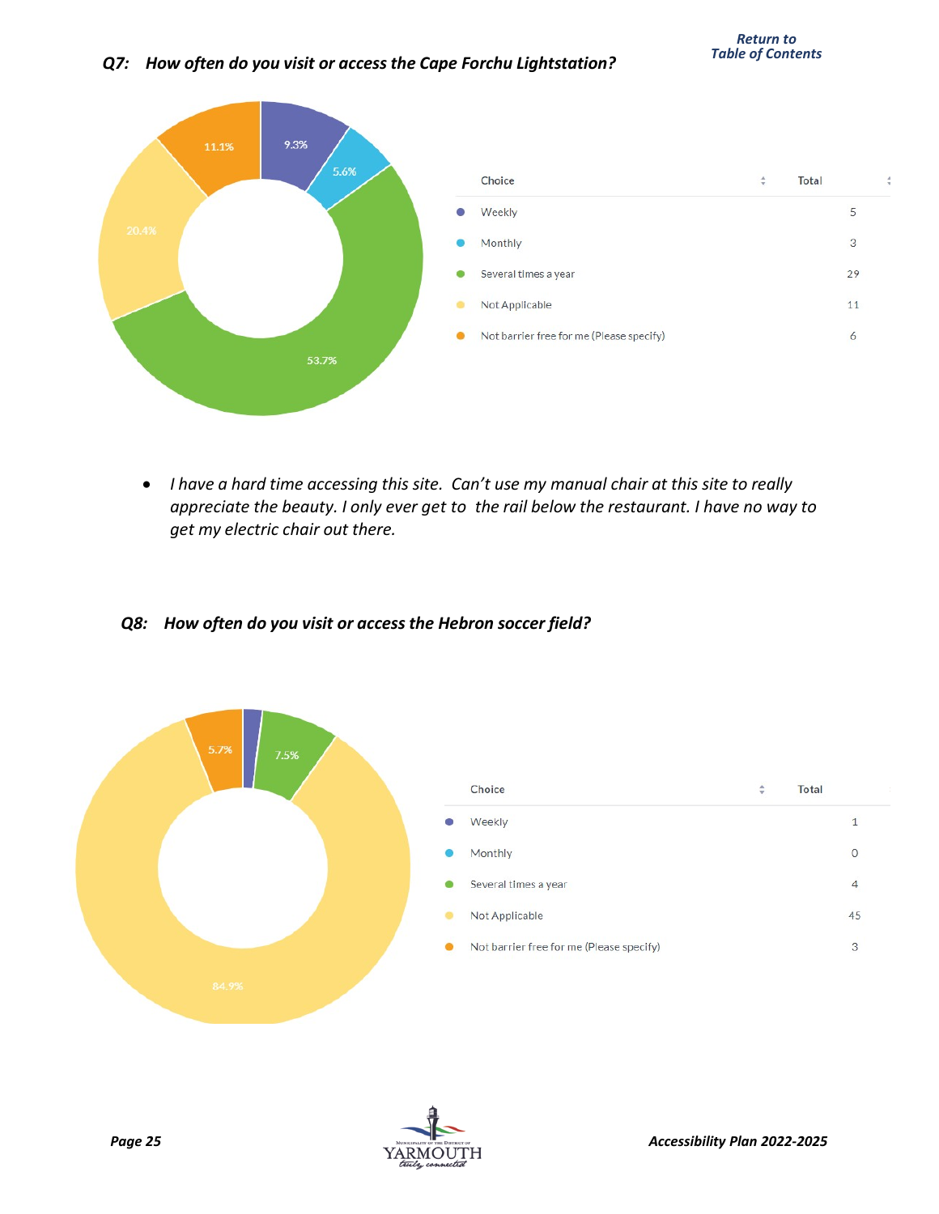Return to Table of Contents

### Q7: How often do you visit or access the Cape Forchu Lightstation?

| Choice | Total |
|---|---|
| Weekly | 5 |
| Monthly | 3 |
| Several times a year | 29 |
| Not Applicable | 11 |
| Not barrier free for me (Please specify) | 6 |

- *I have a hard time accessing this site. Can't use my manual chair at this site to really appreciate the beauty. I only ever get to the rail below the restaurant. I have no way to get my electric chair out there.*

### Q8: How often do you visit or access the Hebron soccer field?

| Choice | Total |
|---|---|
| Weekly | 1 |
| Monthly | 0 |
| Several times a year | 4 |
| Not Applicable | 45 |
| Not barrier free for me (Please specify) | 3 |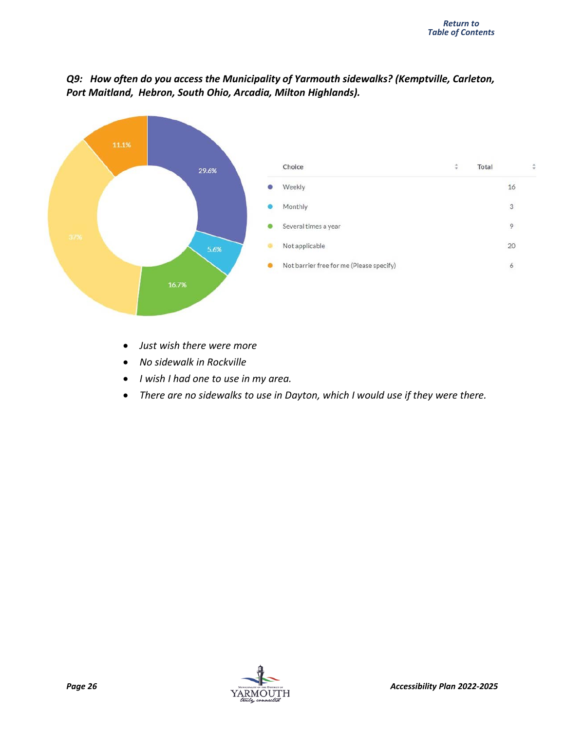***Q9: How often do you access the Municipality of Yarmouth sidewalks? (Kemptville, Carleton, Port Maitland, Hebron, South Ohio, Arcadia, Milton Highlands).***

| Choice | Total |
|---|---|
| Weekly | 16 |
| Monthly | 3 |
| Several times a year | 9 |
| Not applicable | 20 |
| Not barrier free for me (Please specify) | 6 |

- *Just wish there were more*
- *No sidewalk in Rockville*
- *I wish I had one to use in my area.*
- *There are no sidewalks to use in Dayton, which I would use if they were there.*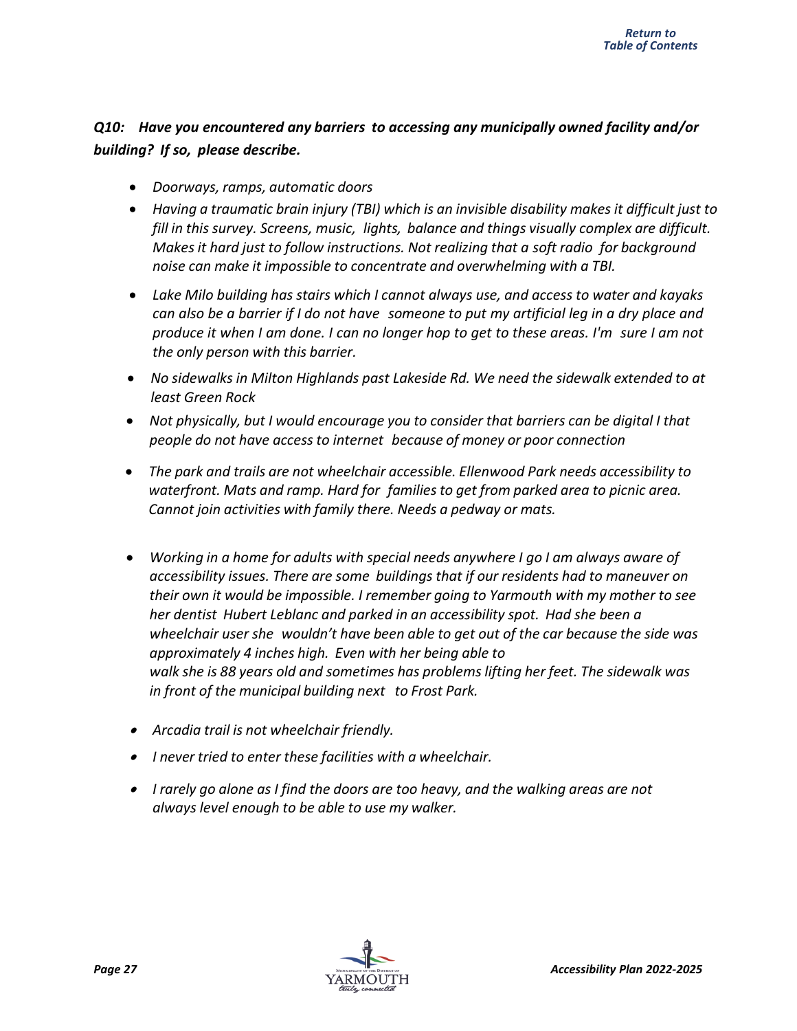### *Q10: Have you encountered any barriers to accessing any municipally owned facility and/or building? If so, please describe.*

- *Doorways, ramps, automatic doors*
- *Having a traumatic brain injury (TBI) which is an invisible disability makes it difficult just to fill in this survey. Screens, music, lights, balance and things visually complex are difficult. Makes it hard just to follow instructions. Not realizing that a soft radio for background noise can make it impossible to concentrate and overwhelming with a TBI.*
- *Lake Milo building has stairs which I cannot always use, and access to water and kayaks can also be a barrier if I do not have someone to put my artificial leg in a dry place and produce it when I am done. I can no longer hop to get to these areas. I'm sure I am not the only person with this barrier.*
- *No sidewalks in Milton Highlands past Lakeside Rd. We need the sidewalk extended to at least Green Rock*
- *Not physically, but I would encourage you to consider that barriers can be digital I that people do not have access to internet because of money or poor connection*
- *The park and trails are not wheelchair accessible. Ellenwood Park needs accessibility to waterfront. Mats and ramp. Hard for families to get from parked area to picnic area. Cannot join activities with family there. Needs a pedway or mats.*
- *Working in a home for adults with special needs anywhere I go I am always aware of accessibility issues. There are some buildings that if our residents had to maneuver on their own it would be impossible. I remember going to Yarmouth with my mother to see her dentist Hubert Leblanc and parked in an accessibility spot. Had she been a wheelchair user she wouldn't have been able to get out of the car because the side was approximately 4 inches high. Even with her being able to walk she is 88 years old and sometimes has problems lifting her feet. The sidewalk was in front of the municipal building next to Frost Park.*
- *Arcadia trail is not wheelchair friendly.*
- *I never tried to enter these facilities with a wheelchair.*
- *I rarely go alone as I find the doors are too heavy, and the walking areas are not always level enough to be able to use my walker.*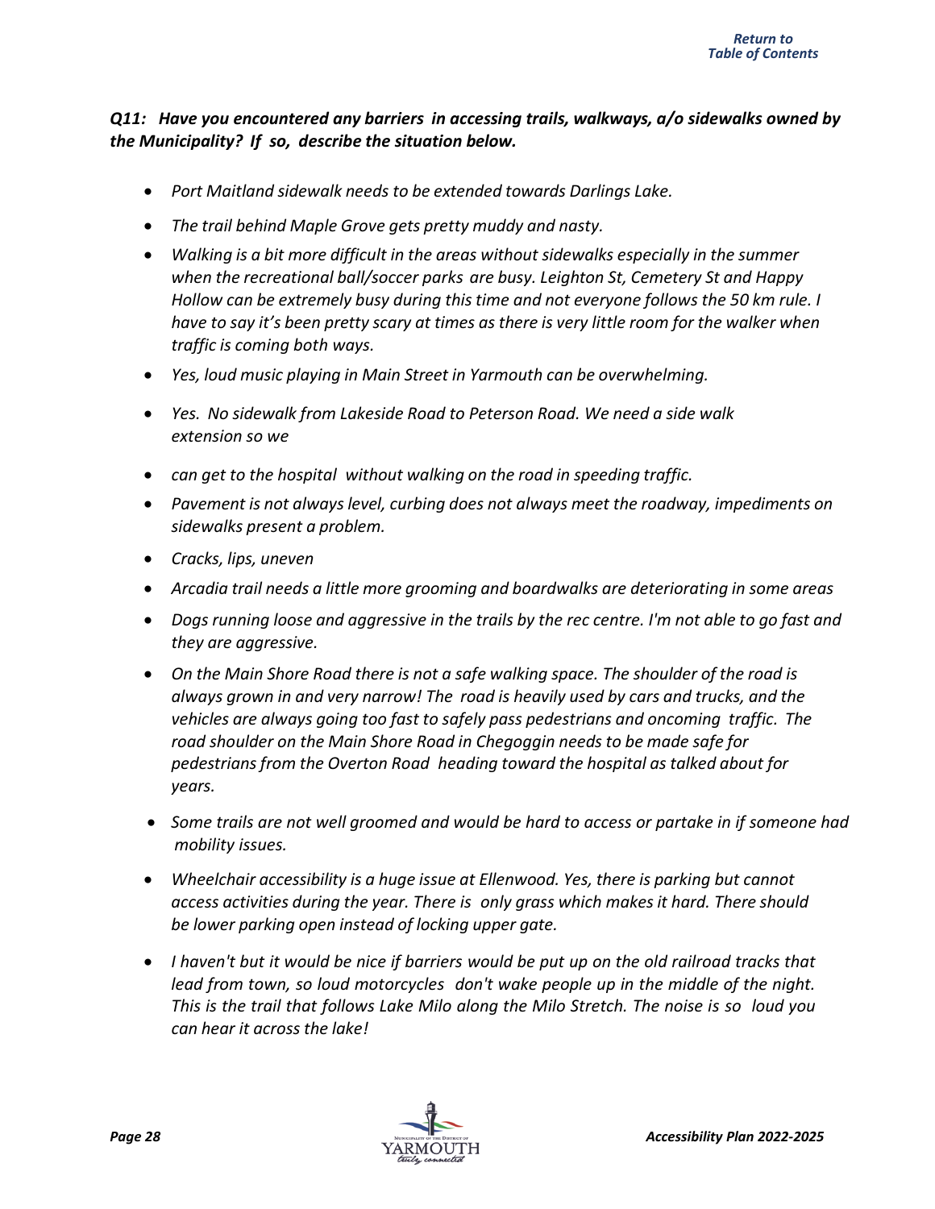***Q11: Have you encountered any barriers in accessing trails, walkways, a/o sidewalks owned by the Municipality? If so, describe the situation below.***

- *Port Maitland sidewalk needs to be extended towards Darlings Lake.*
- *The trail behind Maple Grove gets pretty muddy and nasty.*
- *Walking is a bit more difficult in the areas without sidewalks especially in the summer when the recreational ball/soccer parks are busy. Leighton St, Cemetery St and Happy Hollow can be extremely busy during this time and not everyone follows the 50 km rule. I have to say it's been pretty scary at times as there is very little room for the walker when traffic is coming both ways.*
- *Yes, loud music playing in Main Street in Yarmouth can be overwhelming.*
- *Yes. No sidewalk from Lakeside Road to Peterson Road. We need a side walk extension so we*
- *can get to the hospital without walking on the road in speeding traffic.*
- *Pavement is not always level, curbing does not always meet the roadway, impediments on sidewalks present a problem.*
- *Cracks, lips, uneven*
- *Arcadia trail needs a little more grooming and boardwalks are deteriorating in some areas*
- *Dogs running loose and aggressive in the trails by the rec centre. I'm not able to go fast and they are aggressive.*
- *On the Main Shore Road there is not a safe walking space. The shoulder of the road is always grown in and very narrow! The road is heavily used by cars and trucks, and the vehicles are always going too fast to safely pass pedestrians and oncoming traffic. The road shoulder on the Main Shore Road in Chegoggin needs to be made safe for pedestrians from the Overton Road heading toward the hospital as talked about for years.*
- *Some trails are not well groomed and would be hard to access or partake in if someone had mobility issues.*
- *Wheelchair accessibility is a huge issue at Ellenwood. Yes, there is parking but cannot access activities during the year. There is only grass which makes it hard. There should be lower parking open instead of locking upper gate.*
- *I haven't but it would be nice if barriers would be put up on the old railroad tracks that lead from town, so loud motorcycles don't wake people up in the middle of the night. This is the trail that follows Lake Milo along the Milo Stretch. The noise is so loud you can hear it across the lake!*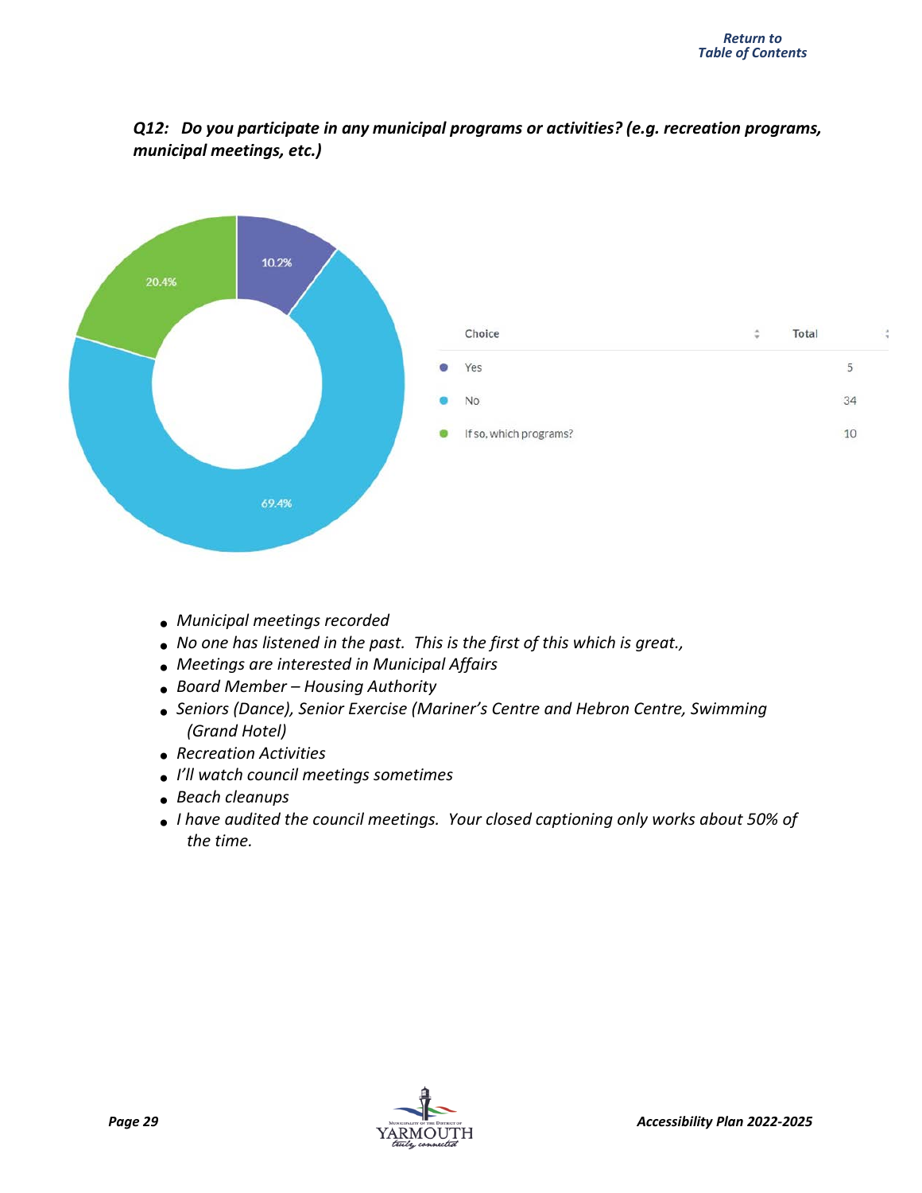Return to
Table of Contents

***Q12: Do you participate in any municipal programs or activities? (e.g. recreation programs, municipal meetings, etc.)***

| Choice | Total |
|---|---|
| Yes | 5 |
| No | 34 |
| If so, which programs? | 10 |

- *Municipal meetings recorded*
- *No one has listened in the past. This is the first of this which is great.,*
- *Meetings are interested in Municipal Affairs*
- *Board Member – Housing Authority*
- *Seniors (Dance), Senior Exercise (Mariner's Centre and Hebron Centre, Swimming (Grand Hotel)*
- *Recreation Activities*
- *I'll watch council meetings sometimes*
- *Beach cleanups*
- *I have audited the council meetings. Your closed captioning only works about 50% of the time.*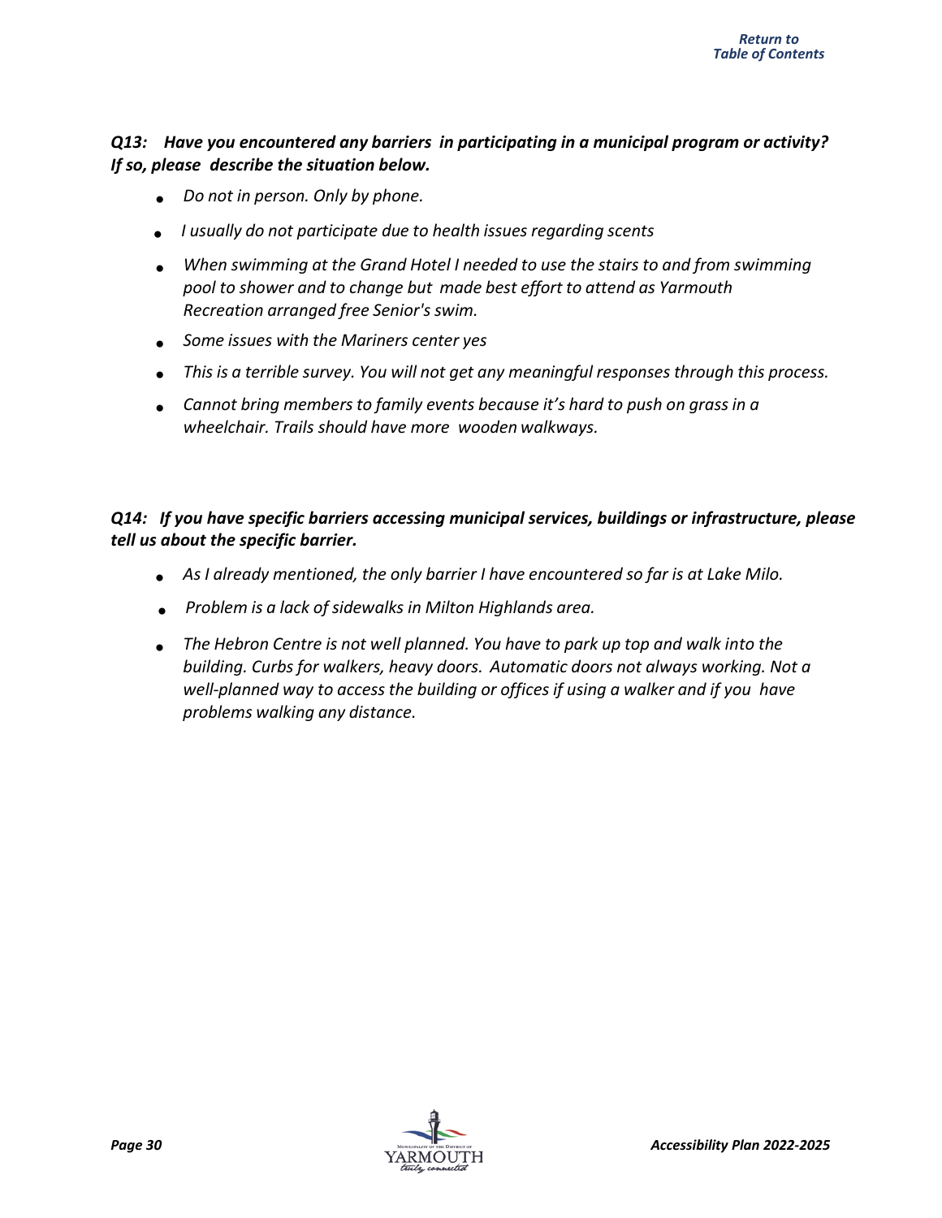***Q13: Have you encountered any barriers in participating in a municipal program or activity? If so, please describe the situation below.***

- *Do not in person. Only by phone.*
- *I usually do not participate due to health issues regarding scents*
- *When swimming at the Grand Hotel I needed to use the stairs to and from swimming pool to shower and to change but made best effort to attend as Yarmouth Recreation arranged free Senior's swim.*
- *Some issues with the Mariners center yes*
- *This is a terrible survey. You will not get any meaningful responses through this process.*
- *Cannot bring members to family events because it's hard to push on grass in a wheelchair. Trails should have more wooden walkways.*

***Q14: If you have specific barriers accessing municipal services, buildings or infrastructure, please tell us about the specific barrier.***

- *As I already mentioned, the only barrier I have encountered so far is at Lake Milo.*
- *Problem is a lack of sidewalks in Milton Highlands area.*
- *The Hebron Centre is not well planned. You have to park up top and walk into the building. Curbs for walkers, heavy doors. Automatic doors not always working. Not a well-planned way to access the building or offices if using a walker and if you have problems walking any distance.*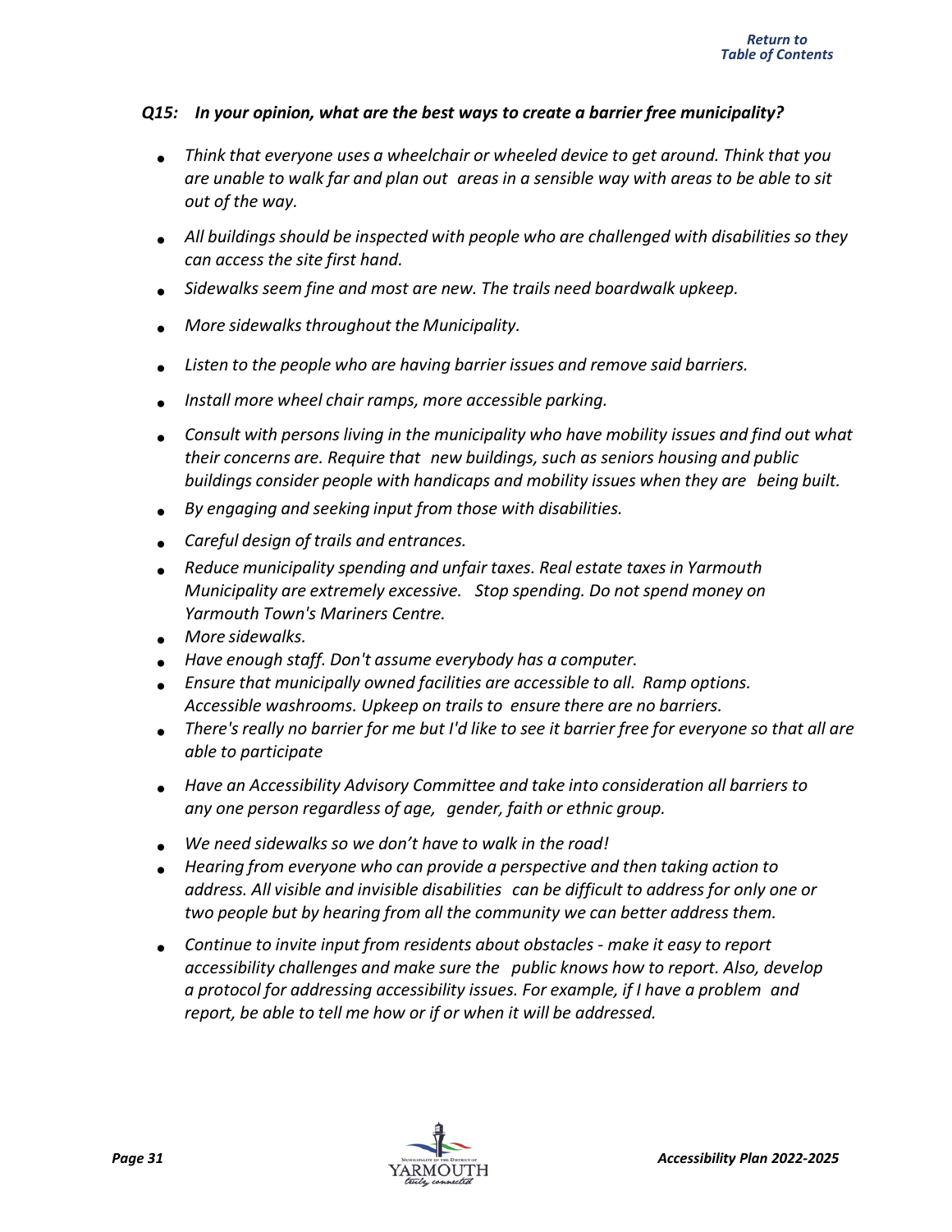### *Q15: In your opinion, what are the best ways to create a barrier free municipality?*

- *Think that everyone uses a wheelchair or wheeled device to get around. Think that you are unable to walk far and plan out areas in a sensible way with areas to be able to sit out of the way.*
- *All buildings should be inspected with people who are challenged with disabilities so they can access the site first hand.*
- *Sidewalks seem fine and most are new. The trails need boardwalk upkeep.*
- *More sidewalks throughout the Municipality.*
- *Listen to the people who are having barrier issues and remove said barriers.*
- *Install more wheel chair ramps, more accessible parking.*
- *Consult with persons living in the municipality who have mobility issues and find out what their concerns are. Require that new buildings, such as seniors housing and public buildings consider people with handicaps and mobility issues when they are being built.*
- *By engaging and seeking input from those with disabilities.*
- *Careful design of trails and entrances.*
- *Reduce municipality spending and unfair taxes. Real estate taxes in Yarmouth Municipality are extremely excessive. Stop spending. Do not spend money on Yarmouth Town's Mariners Centre.*
- *More sidewalks.*
- *Have enough staff. Don't assume everybody has a computer.*
- *Ensure that municipally owned facilities are accessible to all. Ramp options. Accessible washrooms. Upkeep on trails to ensure there are no barriers.*
- *There's really no barrier for me but I'd like to see it barrier free for everyone so that all are able to participate*
- *Have an Accessibility Advisory Committee and take into consideration all barriers to any one person regardless of age, gender, faith or ethnic group.*
- *We need sidewalks so we don't have to walk in the road!*
- *Hearing from everyone who can provide a perspective and then taking action to address. All visible and invisible disabilities can be difficult to address for only one or two people but by hearing from all the community we can better address them.*
- *Continue to invite input from residents about obstacles - make it easy to report accessibility challenges and make sure the public knows how to report. Also, develop a protocol for addressing accessibility issues. For example, if I have a problem and report, be able to tell me how or if or when it will be addressed.*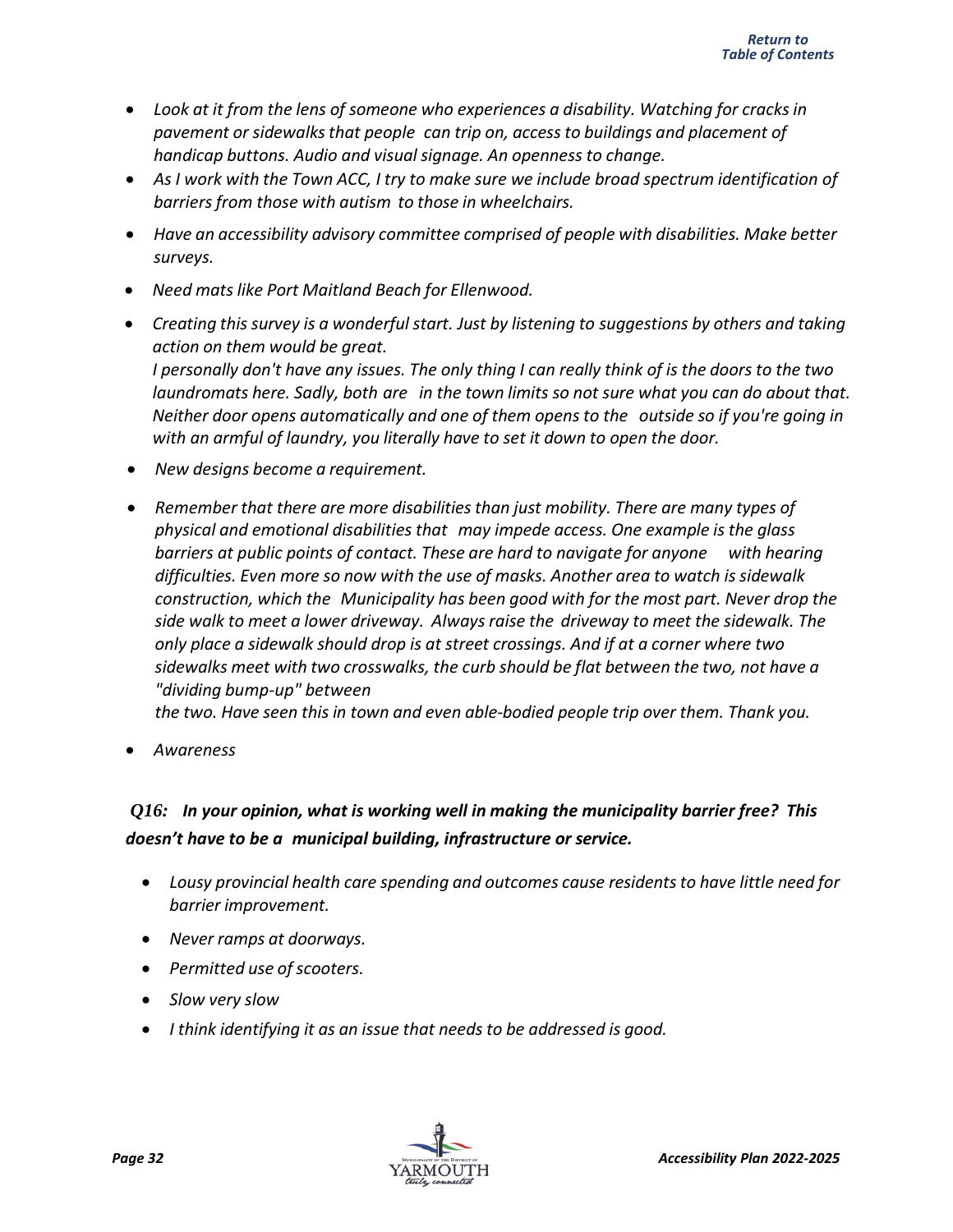- *Look at it from the lens of someone who experiences a disability. Watching for cracks in pavement or sidewalks that people can trip on, access to buildings and placement of handicap buttons. Audio and visual signage. An openness to change.*
- *As I work with the Town ACC, I try to make sure we include broad spectrum identification of barriers from those with autism to those in wheelchairs.*
- *Have an accessibility advisory committee comprised of people with disabilities. Make better surveys.*
- *Need mats like Port Maitland Beach for Ellenwood.*
- *Creating this survey is a wonderful start. Just by listening to suggestions by others and taking action on them would be great.*
  *I personally don't have any issues. The only thing I can really think of is the doors to the two laundromats here. Sadly, both are in the town limits so not sure what you can do about that. Neither door opens automatically and one of them opens to the outside so if you're going in with an armful of laundry, you literally have to set it down to open the door.*
- *New designs become a requirement.*
- *Remember that there are more disabilities than just mobility. There are many types of physical and emotional disabilities that may impede access. One example is the glass barriers at public points of contact. These are hard to navigate for anyone with hearing difficulties. Even more so now with the use of masks. Another area to watch is sidewalk construction, which the Municipality has been good with for the most part. Never drop the side walk to meet a lower driveway. Always raise the driveway to meet the sidewalk. The only place a sidewalk should drop is at street crossings. And if at a corner where two sidewalks meet with two crosswalks, the curb should be flat between the two, not have a "dividing bump-up" between the two. Have seen this in town and even able-bodied people trip over them. Thank you.*
- *Awareness*

***Q16: In your opinion, what is working well in making the municipality barrier free? This doesn't have to be a municipal building, infrastructure or service.***

- *Lousy provincial health care spending and outcomes cause residents to have little need for barrier improvement.*
- *Never ramps at doorways.*
- *Permitted use of scooters.*
- *Slow very slow*
- *I think identifying it as an issue that needs to be addressed is good.*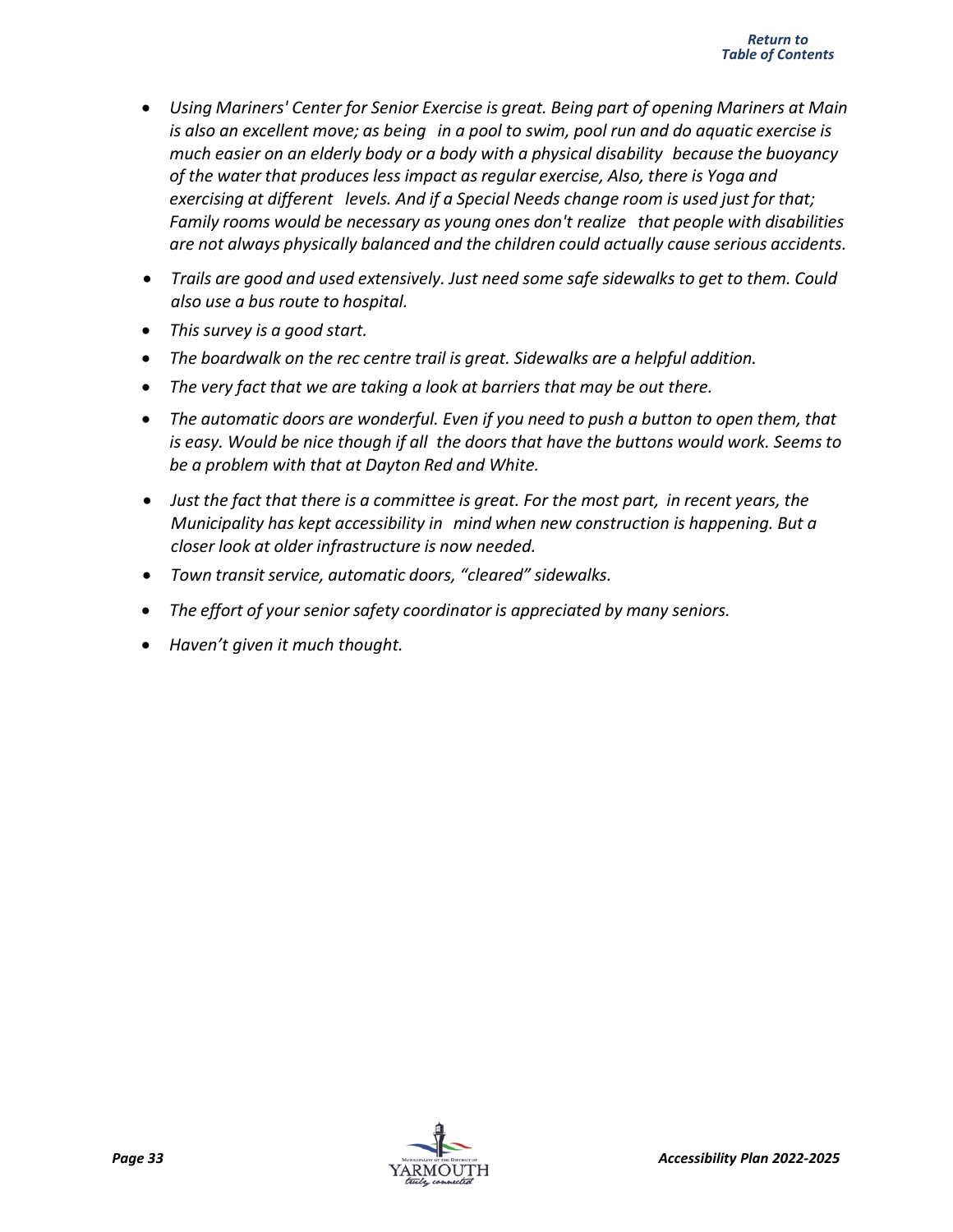- *Using Mariners' Center for Senior Exercise is great. Being part of opening Mariners at Main is also an excellent move; as being in a pool to swim, pool run and do aquatic exercise is much easier on an elderly body or a body with a physical disability because the buoyancy of the water that produces less impact as regular exercise, Also, there is Yoga and exercising at different levels. And if a Special Needs change room is used just for that; Family rooms would be necessary as young ones don't realize that people with disabilities are not always physically balanced and the children could actually cause serious accidents.*
- *Trails are good and used extensively. Just need some safe sidewalks to get to them. Could also use a bus route to hospital.*
- *This survey is a good start.*
- *The boardwalk on the rec centre trail is great. Sidewalks are a helpful addition.*
- *The very fact that we are taking a look at barriers that may be out there.*
- *The automatic doors are wonderful. Even if you need to push a button to open them, that is easy. Would be nice though if all the doors that have the buttons would work. Seems to be a problem with that at Dayton Red and White.*
- *Just the fact that there is a committee is great. For the most part, in recent years, the Municipality has kept accessibility in mind when new construction is happening. But a closer look at older infrastructure is now needed.*
- *Town transit service, automatic doors, "cleared" sidewalks.*
- *The effort of your senior safety coordinator is appreciated by many seniors.*
- *Haven't given it much thought.*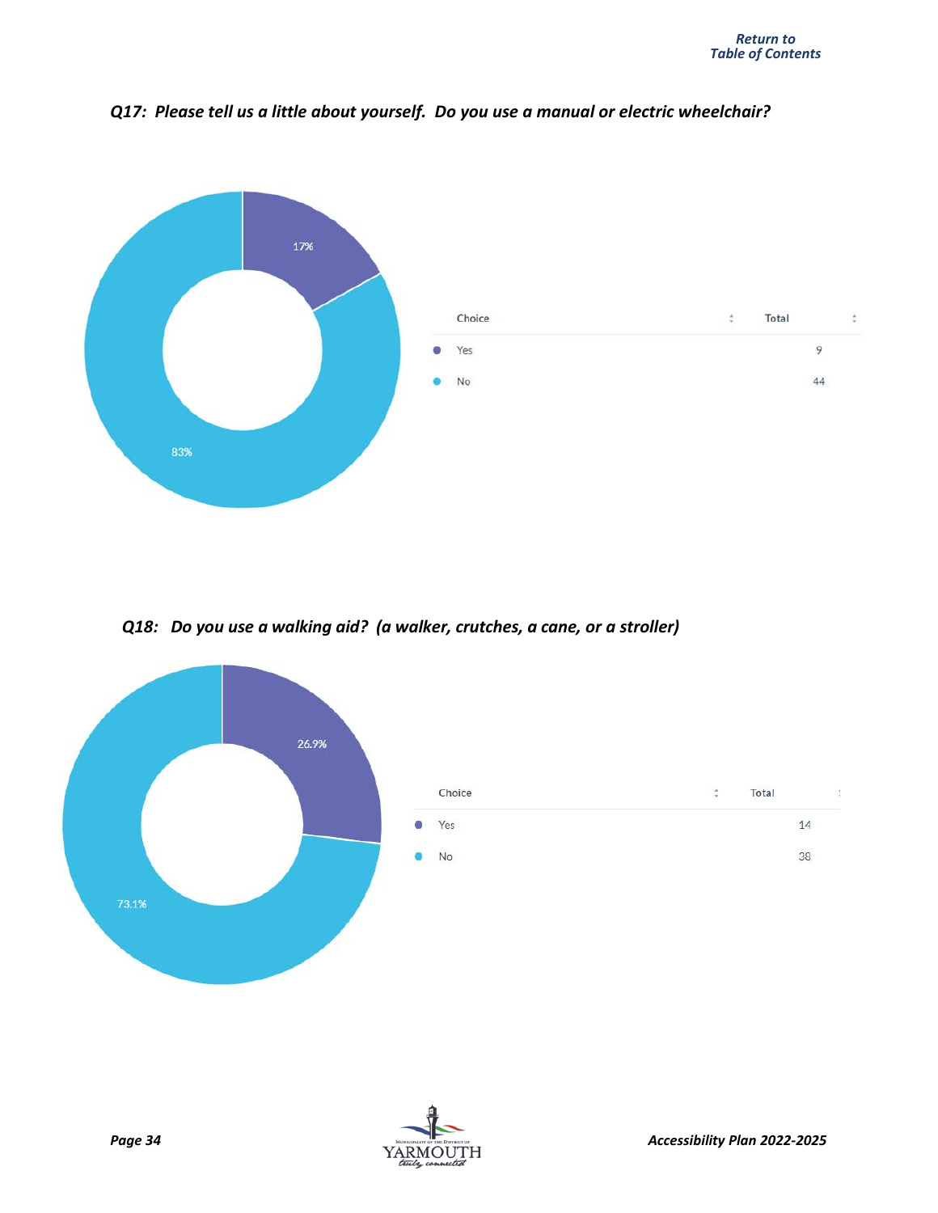*Return to Table of Contents*

### *Q17: Please tell us a little about yourself. Do you use a manual or electric wheelchair?*

17%

83%

| Choice | Total |
|---|---|
| Yes | 9 |
| No | 44 |

### *Q18: Do you use a walking aid? (a walker, crutches, a cane, or a stroller)*

26.9%

73.1%

| Choice | Total |
|---|---|
| Yes | 14 |
| No | 38 |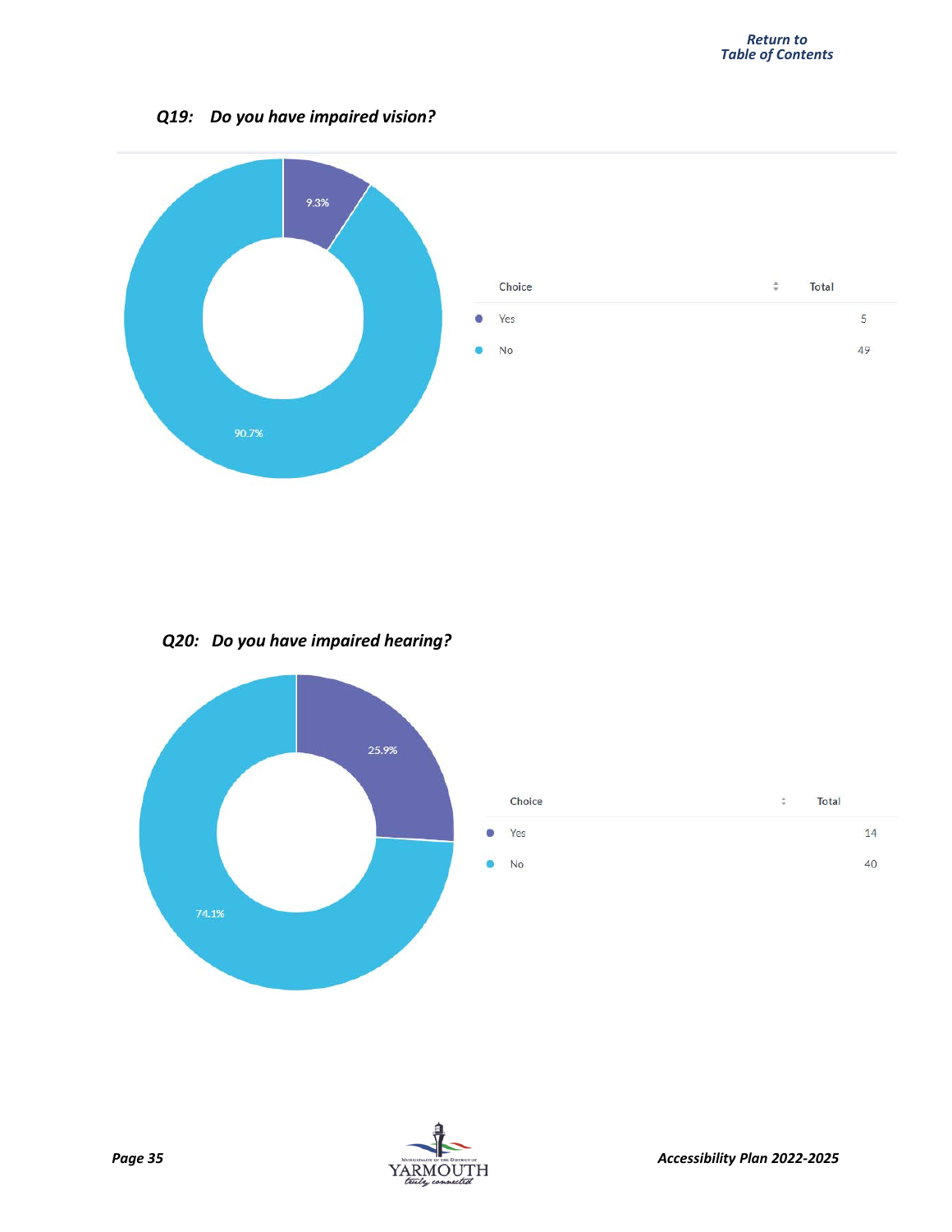Return to
Table of Contents

### *Q19: Do you have impaired vision?*

9.3%

90.7%

| Choice | Total |
|---|---|
| Yes | 5 |
| No | 49 |

### *Q20: Do you have impaired hearing?*

25.9%

74.1%

| Choice | Total |
|---|---|
| Yes | 14 |
| No | 40 |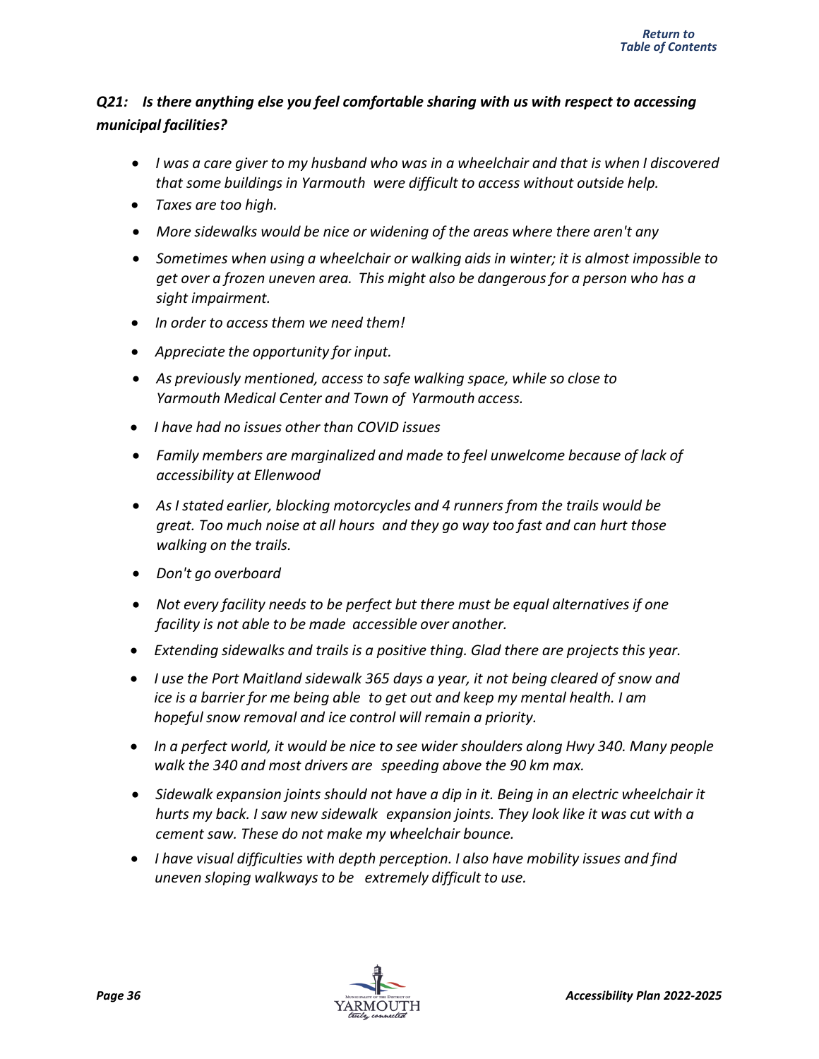### *Q21: Is there anything else you feel comfortable sharing with us with respect to accessing municipal facilities?*

- *I was a care giver to my husband who was in a wheelchair and that is when I discovered that some buildings in Yarmouth were difficult to access without outside help.*
- *Taxes are too high.*
- *More sidewalks would be nice or widening of the areas where there aren't any*
- *Sometimes when using a wheelchair or walking aids in winter; it is almost impossible to get over a frozen uneven area. This might also be dangerous for a person who has a sight impairment.*
- *In order to access them we need them!*
- *Appreciate the opportunity for input.*
- *As previously mentioned, access to safe walking space, while so close to Yarmouth Medical Center and Town of Yarmouth access.*
- *I have had no issues other than COVID issues*
- *Family members are marginalized and made to feel unwelcome because of lack of accessibility at Ellenwood*
- *As I stated earlier, blocking motorcycles and 4 runners from the trails would be great. Too much noise at all hours and they go way too fast and can hurt those walking on the trails.*
- *Don't go overboard*
- *Not every facility needs to be perfect but there must be equal alternatives if one facility is not able to be made accessible over another.*
- *Extending sidewalks and trails is a positive thing. Glad there are projects this year.*
- *I use the Port Maitland sidewalk 365 days a year, it not being cleared of snow and ice is a barrier for me being able to get out and keep my mental health. I am hopeful snow removal and ice control will remain a priority.*
- *In a perfect world, it would be nice to see wider shoulders along Hwy 340. Many people walk the 340 and most drivers are speeding above the 90 km max.*
- *Sidewalk expansion joints should not have a dip in it. Being in an electric wheelchair it hurts my back. I saw new sidewalk expansion joints. They look like it was cut with a cement saw. These do not make my wheelchair bounce.*
- *I have visual difficulties with depth perception. I also have mobility issues and find uneven sloping walkways to be extremely difficult to use.*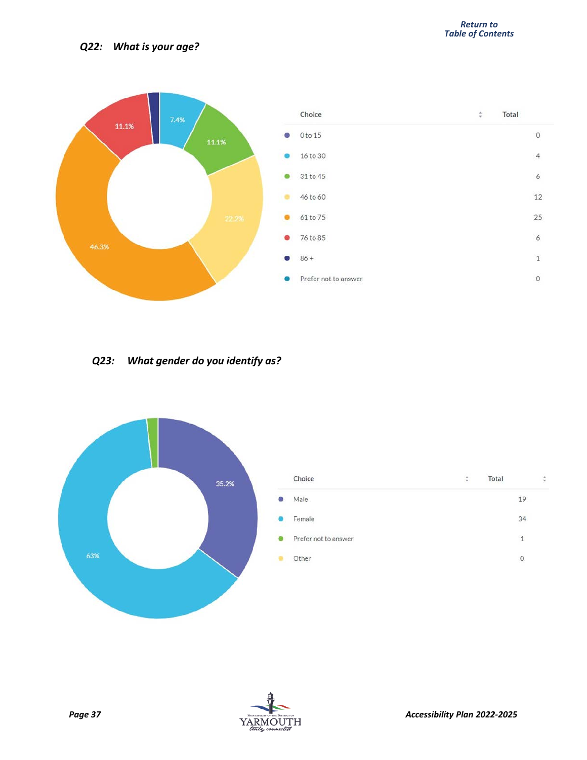Return to Table of Contents

### *Q22: What is your age?*

| Choice | Total |
|---|---|
| 0 to 15 | 0 |
| 16 to 30 | 4 |
| 31 to 45 | 6 |
| 46 to 60 | 12 |
| 61 to 75 | 25 |
| 76 to 85 | 6 |
| 86 + | 1 |
| Prefer not to answer | 0 |

### *Q23: What gender do you identify as?*

| Choice | Total |
|---|---|
| Male | 19 |
| Female | 34 |
| Prefer not to answer | 1 |
| Other | 0 |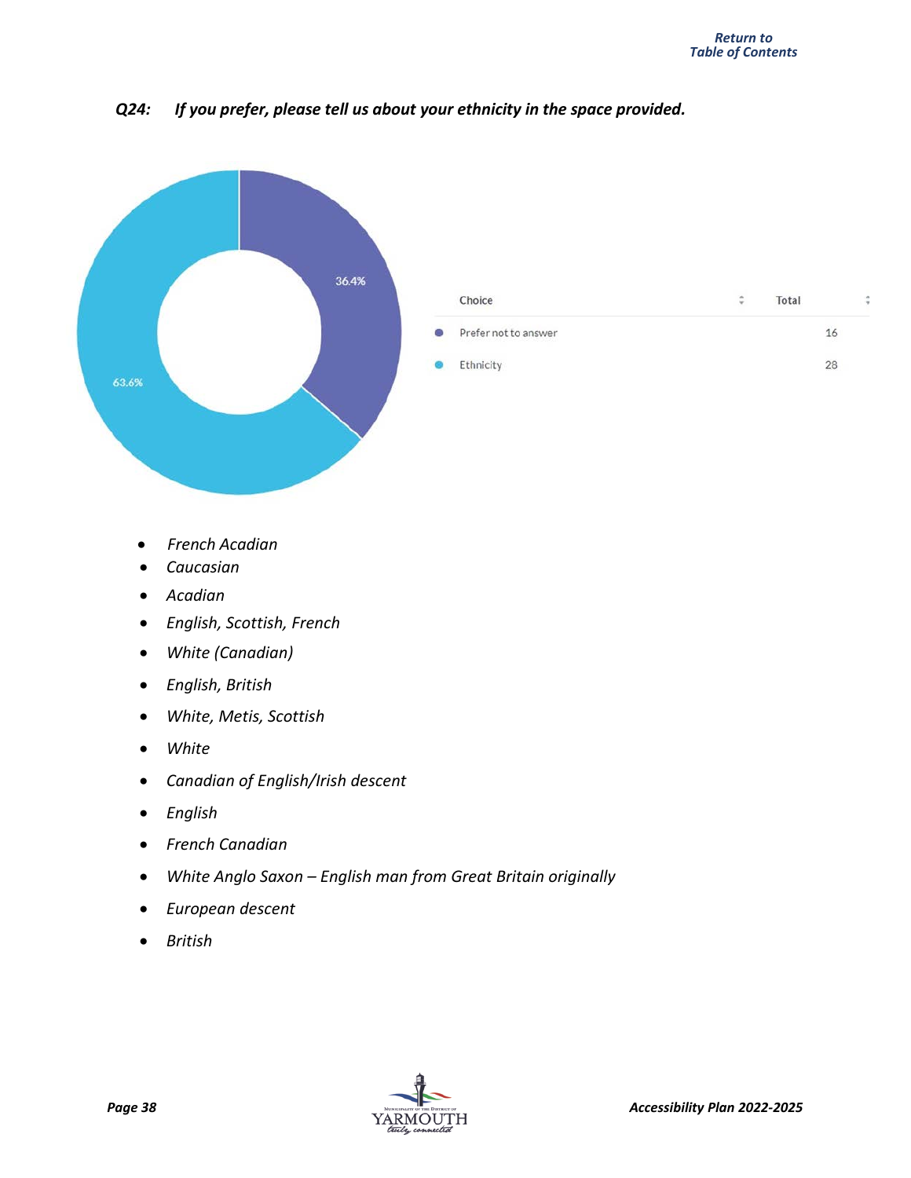### *Q24: If you prefer, please tell us about your ethnicity in the space provided.*

36.4%

63.6%

| Choice | Total |
|---|---|
| Prefer not to answer | 16 |
| Ethnicity | 28 |

- *French Acadian*
- *Caucasian*
- *Acadian*
- *English, Scottish, French*
- *White (Canadian)*
- *English, British*
- *White, Metis, Scottish*
- *White*
- *Canadian of English/Irish descent*
- *English*
- *French Canadian*
- *White Anglo Saxon – English man from Great Britain originally*
- *European descent*
- *British*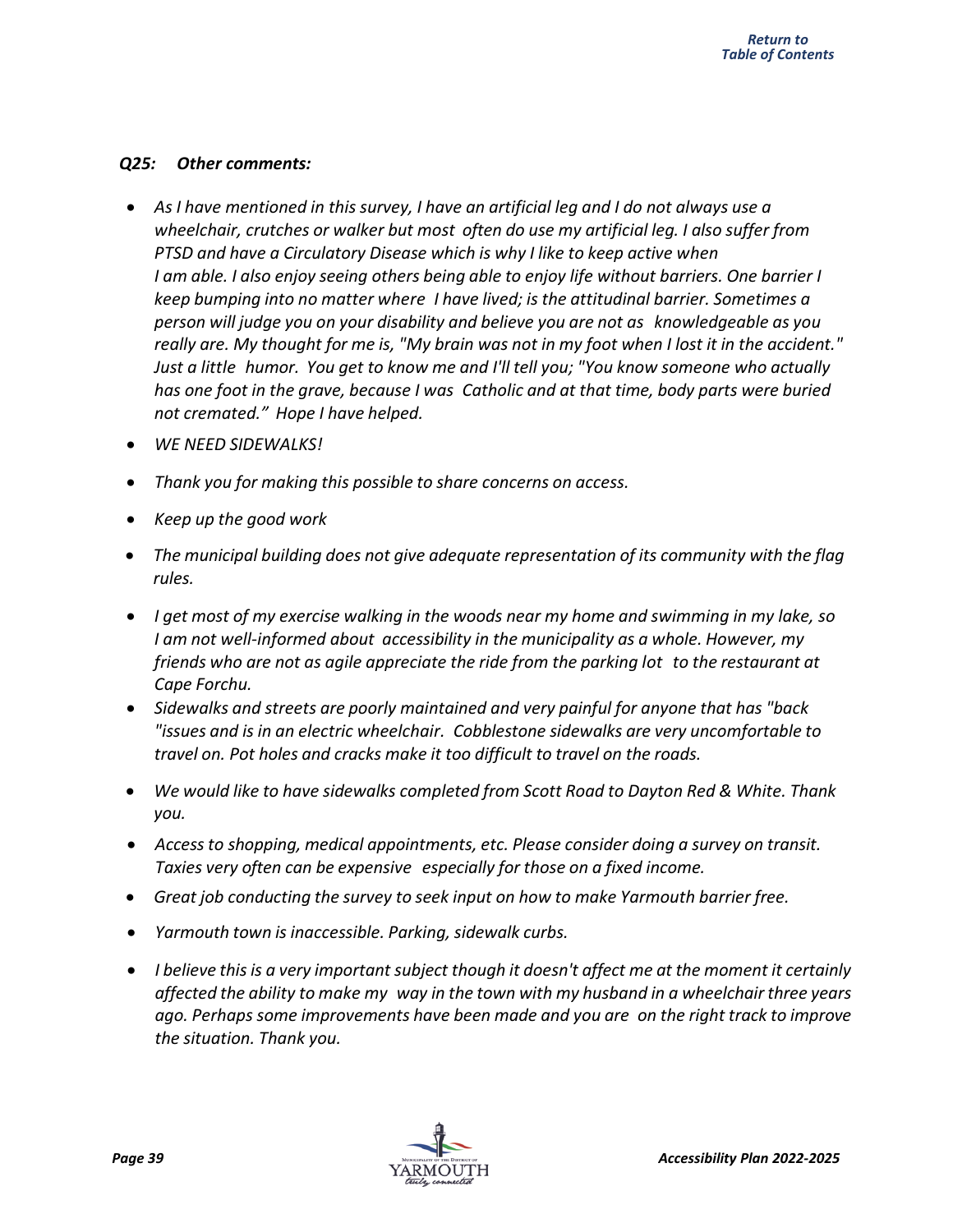*Q25: Other comments:*

- *As I have mentioned in this survey, I have an artificial leg and I do not always use a wheelchair, crutches or walker but most often do use my artificial leg. I also suffer from PTSD and have a Circulatory Disease which is why I like to keep active when I am able. I also enjoy seeing others being able to enjoy life without barriers. One barrier I keep bumping into no matter where I have lived; is the attitudinal barrier. Sometimes a person will judge you on your disability and believe you are not as knowledgeable as you really are. My thought for me is, "My brain was not in my foot when I lost it in the accident." Just a little humor. You get to know me and I'll tell you; "You know someone who actually has one foot in the grave, because I was Catholic and at that time, body parts were buried not cremated." Hope I have helped.*
- *WE NEED SIDEWALKS!*
- *Thank you for making this possible to share concerns on access.*
- *Keep up the good work*
- *The municipal building does not give adequate representation of its community with the flag rules.*
- *I get most of my exercise walking in the woods near my home and swimming in my lake, so I am not well-informed about accessibility in the municipality as a whole. However, my friends who are not as agile appreciate the ride from the parking lot to the restaurant at Cape Forchu.*
- *Sidewalks and streets are poorly maintained and very painful for anyone that has "back "issues and is in an electric wheelchair. Cobblestone sidewalks are very uncomfortable to travel on. Pot holes and cracks make it too difficult to travel on the roads.*
- *We would like to have sidewalks completed from Scott Road to Dayton Red & White. Thank you.*
- *Access to shopping, medical appointments, etc. Please consider doing a survey on transit. Taxies very often can be expensive especially for those on a fixed income.*
- *Great job conducting the survey to seek input on how to make Yarmouth barrier free.*
- *Yarmouth town is inaccessible. Parking, sidewalk curbs.*
- *I believe this is a very important subject though it doesn't affect me at the moment it certainly affected the ability to make my way in the town with my husband in a wheelchair three years ago. Perhaps some improvements have been made and you are on the right track to improve the situation. Thank you.*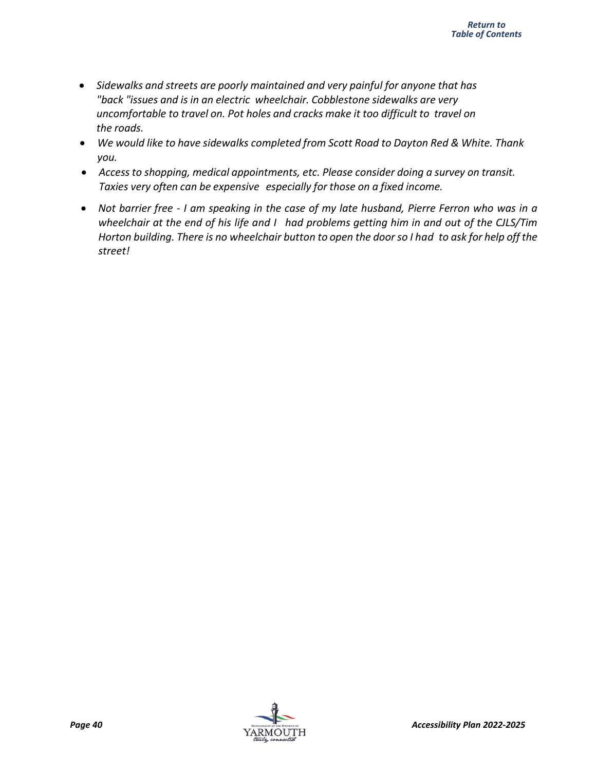- *Sidewalks and streets are poorly maintained and very painful for anyone that has "back "issues and is in an electric wheelchair. Cobblestone sidewalks are very uncomfortable to travel on. Pot holes and cracks make it too difficult to travel on the roads.*
- *We would like to have sidewalks completed from Scott Road to Dayton Red & White. Thank you.*
- *Access to shopping, medical appointments, etc. Please consider doing a survey on transit. Taxies very often can be expensive especially for those on a fixed income.*
- *Not barrier free - I am speaking in the case of my late husband, Pierre Ferron who was in a wheelchair at the end of his life and I had problems getting him in and out of the CJLS/Tim Horton building. There is no wheelchair button to open the door so I had to ask for help off the street!*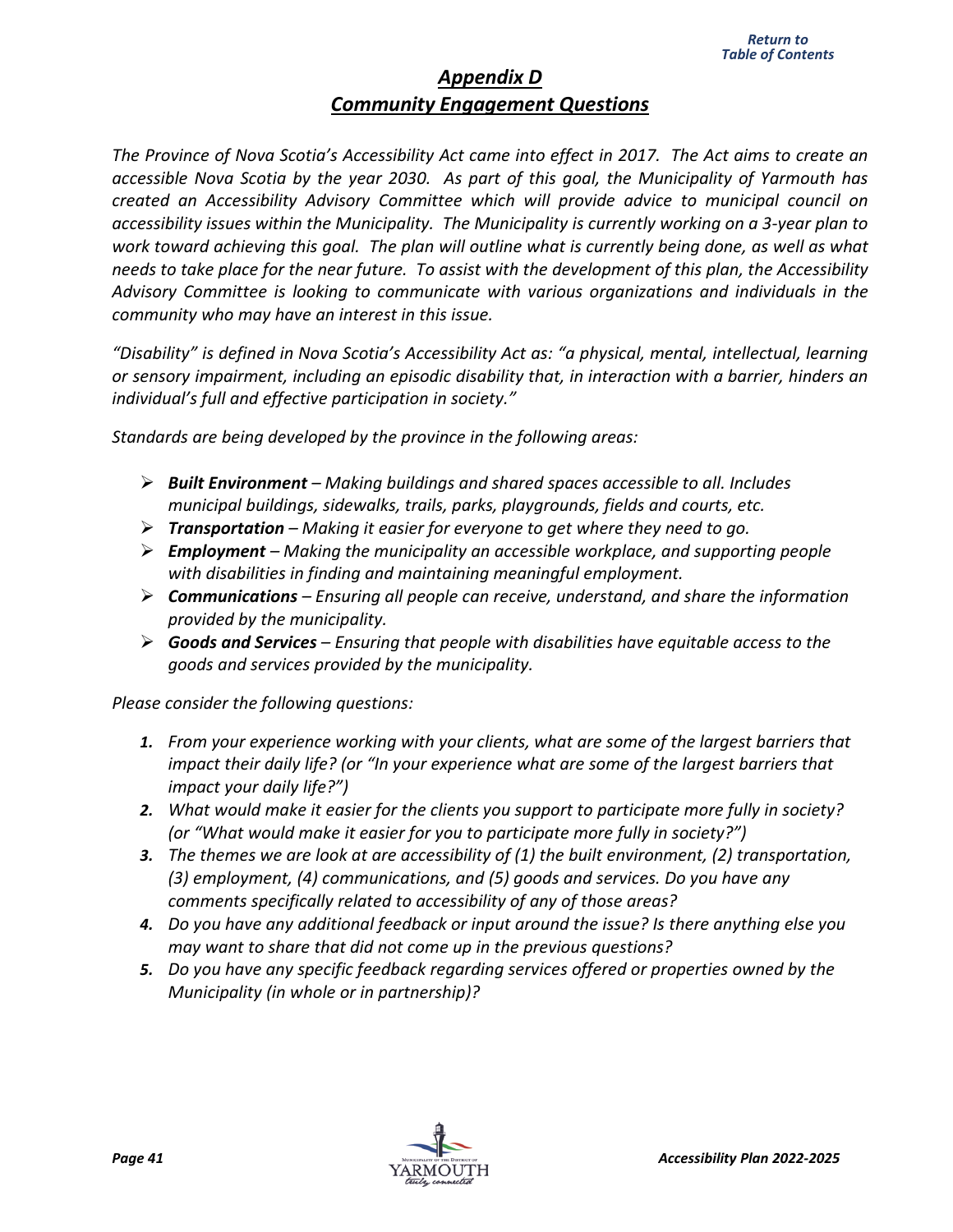Return to Table of Contents

# ***Appendix D***
# ***Community Engagement Questions***

*The Province of Nova Scotia's Accessibility Act came into effect in 2017. The Act aims to create an accessible Nova Scotia by the year 2030. As part of this goal, the Municipality of Yarmouth has created an Accessibility Advisory Committee which will provide advice to municipal council on accessibility issues within the Municipality. The Municipality is currently working on a 3-year plan to work toward achieving this goal. The plan will outline what is currently being done, as well as what needs to take place for the near future. To assist with the development of this plan, the Accessibility Advisory Committee is looking to communicate with various organizations and individuals in the community who may have an interest in this issue.*

*"Disability" is defined in Nova Scotia's Accessibility Act as: "a physical, mental, intellectual, learning or sensory impairment, including an episodic disability that, in interaction with a barrier, hinders an individual's full and effective participation in society."*

*Standards are being developed by the province in the following areas:*

- ***Built Environment*** *– Making buildings and shared spaces accessible to all. Includes municipal buildings, sidewalks, trails, parks, playgrounds, fields and courts, etc.*
- ***Transportation*** *– Making it easier for everyone to get where they need to go.*
- ***Employment*** *– Making the municipality an accessible workplace, and supporting people with disabilities in finding and maintaining meaningful employment.*
- ***Communications*** *– Ensuring all people can receive, understand, and share the information provided by the municipality.*
- ***Goods and Services*** *– Ensuring that people with disabilities have equitable access to the goods and services provided by the municipality.*

*Please consider the following questions:*

1. *From your experience working with your clients, what are some of the largest barriers that impact their daily life? (or "In your experience what are some of the largest barriers that impact your daily life?")*
2. *What would make it easier for the clients you support to participate more fully in society? (or "What would make it easier for you to participate more fully in society?")*
3. *The themes we are look at are accessibility of (1) the built environment, (2) transportation, (3) employment, (4) communications, and (5) goods and services. Do you have any comments specifically related to accessibility of any of those areas?*
4. *Do you have any additional feedback or input around the issue? Is there anything else you may want to share that did not come up in the previous questions?*
5. *Do you have any specific feedback regarding services offered or properties owned by the Municipality (in whole or in partnership)?*